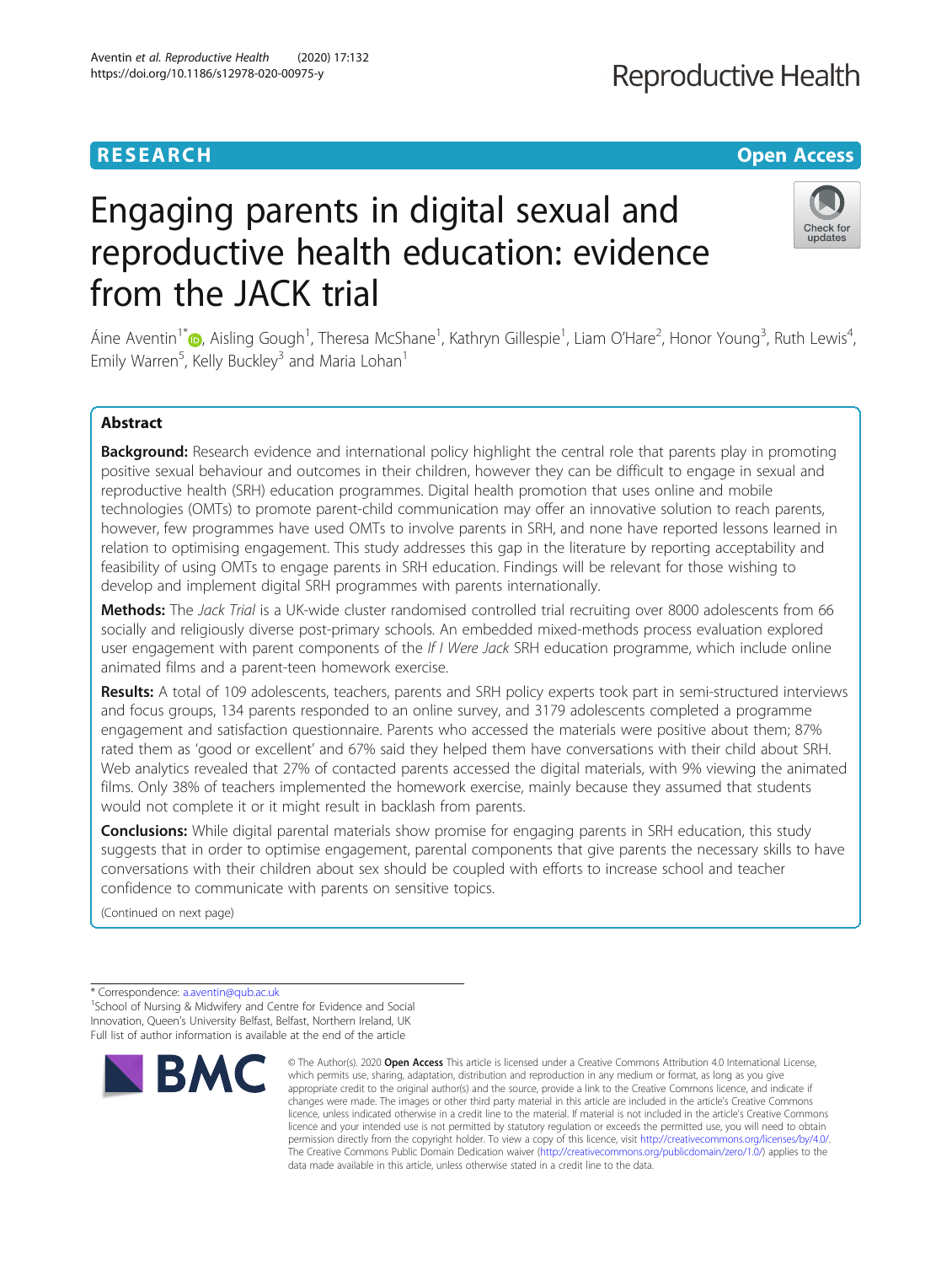RESEARCH

Open Access

# Engaging parents in digital sexual and reproductive health education: evidence from the JACK trial

Áine Aventin[1*], Aisling Gough[1], Theresa McShane[1], Kathryn Gillespie[1], Liam O'Hare[2], Honor Young[3], Ruth Lewis[4], Emily Warren[5], Kelly Buckley[3] and Maria Lohan[1]

## Abstract

**Background:** Research evidence and international policy highlight the central role that parents play in promoting positive sexual behaviour and outcomes in their children, however they can be difficult to engage in sexual and reproductive health (SRH) education programmes. Digital health promotion that uses online and mobile technologies (OMTs) to promote parent-child communication may offer an innovative solution to reach parents, however, few programmes have used OMTs to involve parents in SRH, and none have reported lessons learned in relation to optimising engagement. This study addresses this gap in the literature by reporting acceptability and feasibility of using OMTs to engage parents in SRH education. Findings will be relevant for those wishing to develop and implement digital SRH programmes with parents internationally.

**Methods:** The *Jack Trial* is a UK-wide cluster randomised controlled trial recruiting over 8000 adolescents from 66 socially and religiously diverse post-primary schools. An embedded mixed-methods process evaluation explored user engagement with parent components of the *If I Were Jack* SRH education programme, which include online animated films and a parent-teen homework exercise.

**Results:** A total of 109 adolescents, teachers, parents and SRH policy experts took part in semi-structured interviews and focus groups, 134 parents responded to an online survey, and 3179 adolescents completed a programme engagement and satisfaction questionnaire. Parents who accessed the materials were positive about them; 87% rated them as 'good or excellent' and 67% said they helped them have conversations with their child about SRH. Web analytics revealed that 27% of contacted parents accessed the digital materials, with 9% viewing the animated films. Only 38% of teachers implemented the homework exercise, mainly because they assumed that students would not complete it or it might result in backlash from parents.

**Conclusions:** While digital parental materials show promise for engaging parents in SRH education, this study suggests that in order to optimise engagement, parental components that give parents the necessary skills to have conversations with their children about sex should be coupled with efforts to increase school and teacher confidence to communicate with parents on sensitive topics.

(Continued on next page)

\* Correspondence: a.aventin@qub.ac.uk
[1]School of Nursing & Midwifery and Centre for Evidence and Social Innovation, Queen's University Belfast, Belfast, Northern Ireland, UK
Full list of author information is available at the end of the article

© The Author(s). 2020 **Open Access** This article is licensed under a Creative Commons Attribution 4.0 International License, which permits use, sharing, adaptation, distribution and reproduction in any medium or format, as long as you give appropriate credit to the original author(s) and the source, provide a link to the Creative Commons licence, and indicate if changes were made. The images or other third party material in this article are included in the article's Creative Commons licence, unless indicated otherwise in a credit line to the material. If material is not included in the article's Creative Commons licence and your intended use is not permitted by statutory regulation or exceeds the permitted use, you will need to obtain permission directly from the copyright holder. To view a copy of this licence, visit http://creativecommons.org/licenses/by/4.0/. The Creative Commons Public Domain Dedication waiver (http://creativecommons.org/publicdomain/zero/1.0/) applies to the data made available in this article, unless otherwise stated in a credit line to the data.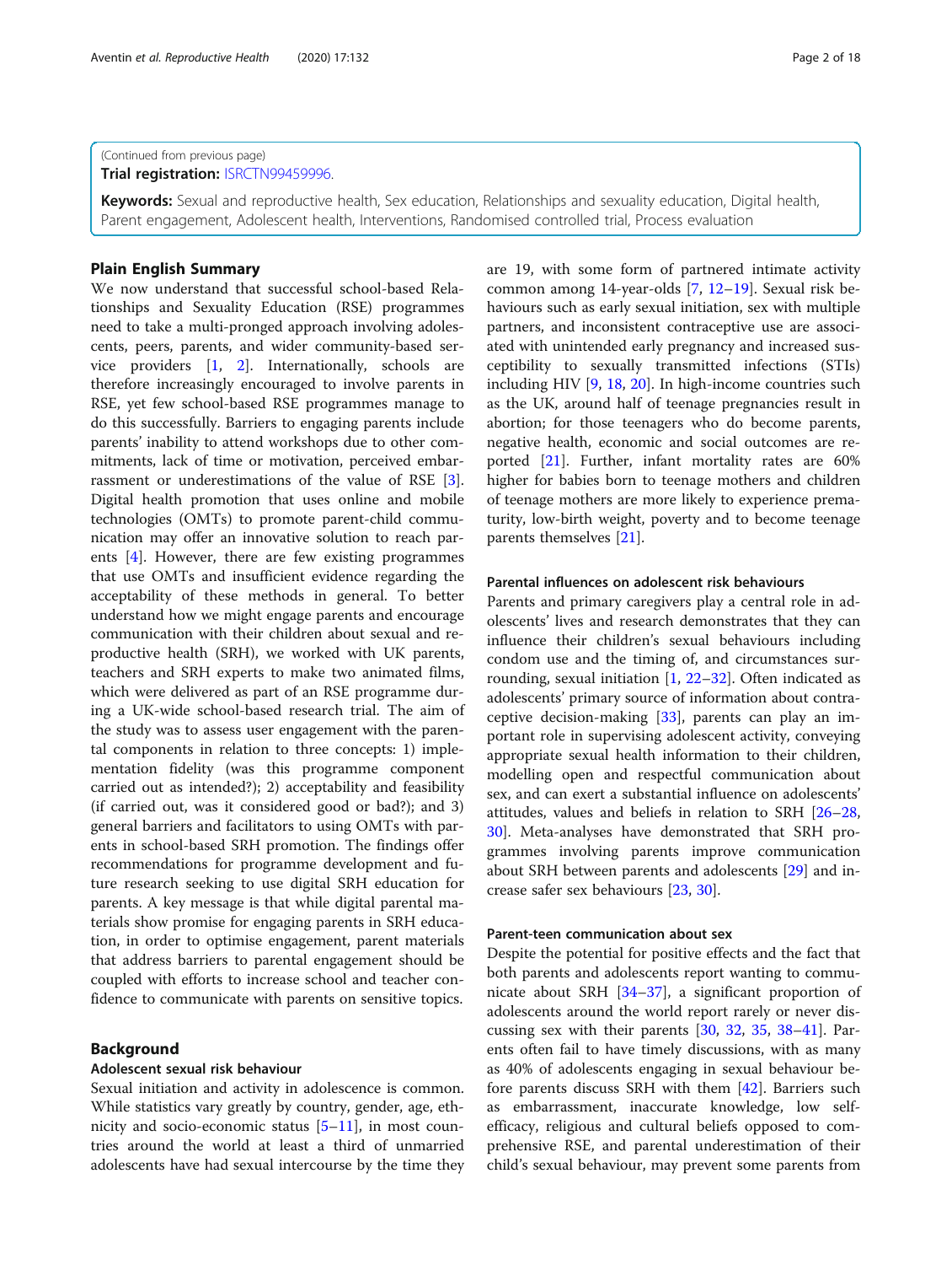(Continued from previous page)

**Trial registration:** ISRCTN99459996.

**Keywords:** Sexual and reproductive health, Sex education, Relationships and sexuality education, Digital health, Parent engagement, Adolescent health, Interventions, Randomised controlled trial, Process evaluation

## Plain English Summary

We now understand that successful school-based Relationships and Sexuality Education (RSE) programmes need to take a multi-pronged approach involving adolescents, peers, parents, and wider community-based service providers [1, 2]. Internationally, schools are therefore increasingly encouraged to involve parents in RSE, yet few school-based RSE programmes manage to do this successfully. Barriers to engaging parents include parents' inability to attend workshops due to other commitments, lack of time or motivation, perceived embarrassment or underestimations of the value of RSE [3]. Digital health promotion that uses online and mobile technologies (OMTs) to promote parent-child communication may offer an innovative solution to reach parents [4]. However, there are few existing programmes that use OMTs and insufficient evidence regarding the acceptability of these methods in general. To better understand how we might engage parents and encourage communication with their children about sexual and reproductive health (SRH), we worked with UK parents, teachers and SRH experts to make two animated films, which were delivered as part of an RSE programme during a UK-wide school-based research trial. The aim of the study was to assess user engagement with the parental components in relation to three concepts: 1) implementation fidelity (was this programme component carried out as intended?); 2) acceptability and feasibility (if carried out, was it considered good or bad?); and 3) general barriers and facilitators to using OMTs with parents in school-based SRH promotion. The findings offer recommendations for programme development and future research seeking to use digital SRH education for parents. A key message is that while digital parental materials show promise for engaging parents in SRH education, in order to optimise engagement, parent materials that address barriers to parental engagement should be coupled with efforts to increase school and teacher confidence to communicate with parents on sensitive topics.

## Background

### Adolescent sexual risk behaviour

Sexual initiation and activity in adolescence is common. While statistics vary greatly by country, gender, age, ethnicity and socio-economic status [5–11], in most countries around the world at least a third of unmarried adolescents have had sexual intercourse by the time they are 19, with some form of partnered intimate activity common among 14-year-olds [7, 12–19]. Sexual risk behaviours such as early sexual initiation, sex with multiple partners, and inconsistent contraceptive use are associated with unintended early pregnancy and increased susceptibility to sexually transmitted infections (STIs) including HIV [9, 18, 20]. In high-income countries such as the UK, around half of teenage pregnancies result in abortion; for those teenagers who do become parents, negative health, economic and social outcomes are reported [21]. Further, infant mortality rates are 60% higher for babies born to teenage mothers and children of teenage mothers are more likely to experience prematurity, low-birth weight, poverty and to become teenage parents themselves [21].

### Parental influences on adolescent risk behaviours

Parents and primary caregivers play a central role in adolescents' lives and research demonstrates that they can influence their children's sexual behaviours including condom use and the timing of, and circumstances surrounding, sexual initiation [1, 22–32]. Often indicated as adolescents' primary source of information about contraceptive decision-making [33], parents can play an important role in supervising adolescent activity, conveying appropriate sexual health information to their children, modelling open and respectful communication about sex, and can exert a substantial influence on adolescents' attitudes, values and beliefs in relation to SRH [26–28, 30]. Meta-analyses have demonstrated that SRH programmes involving parents improve communication about SRH between parents and adolescents [29] and increase safer sex behaviours [23, 30].

### Parent-teen communication about sex

Despite the potential for positive effects and the fact that both parents and adolescents report wanting to communicate about SRH [34–37], a significant proportion of adolescents around the world report rarely or never discussing sex with their parents [30, 32, 35, 38–41]. Parents often fail to have timely discussions, with as many as 40% of adolescents engaging in sexual behaviour before parents discuss SRH with them [42]. Barriers such as embarrassment, inaccurate knowledge, low self-efficacy, religious and cultural beliefs opposed to comprehensive RSE, and parental underestimation of their child's sexual behaviour, may prevent some parents from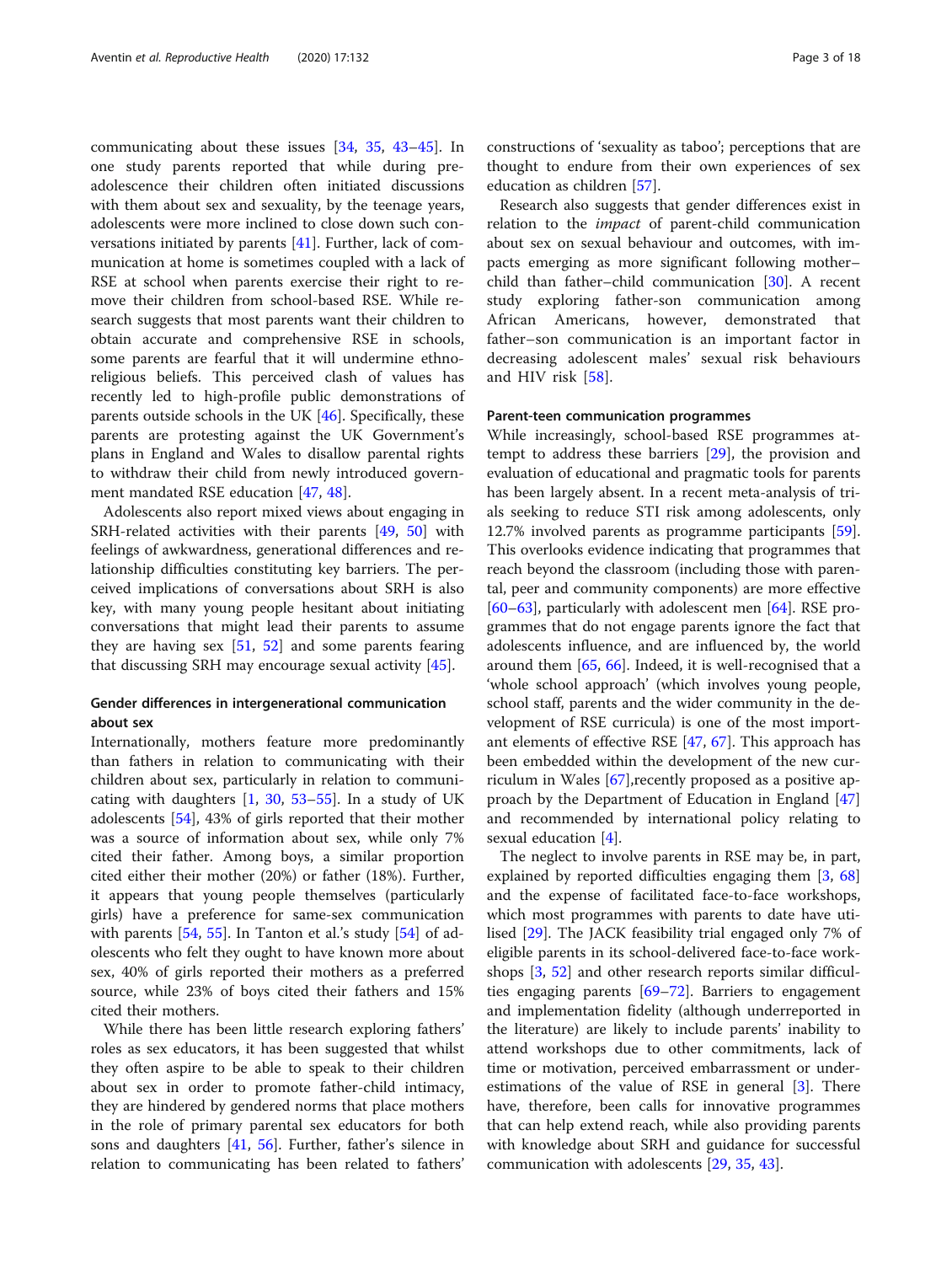communicating about these issues [34, 35, 43–45]. In one study parents reported that while during pre-adolescence their children often initiated discussions with them about sex and sexuality, by the teenage years, adolescents were more inclined to close down such conversations initiated by parents [41]. Further, lack of communication at home is sometimes coupled with a lack of RSE at school when parents exercise their right to remove their children from school-based RSE. While research suggests that most parents want their children to obtain accurate and comprehensive RSE in schools, some parents are fearful that it will undermine ethno-religious beliefs. This perceived clash of values has recently led to high-profile public demonstrations of parents outside schools in the UK [46]. Specifically, these parents are protesting against the UK Government's plans in England and Wales to disallow parental rights to withdraw their child from newly introduced government mandated RSE education [47, 48].

Adolescents also report mixed views about engaging in SRH-related activities with their parents [49, 50] with feelings of awkwardness, generational differences and relationship difficulties constituting key barriers. The perceived implications of conversations about SRH is also key, with many young people hesitant about initiating conversations that might lead their parents to assume they are having sex [51, 52] and some parents fearing that discussing SRH may encourage sexual activity [45].

### Gender differences in intergenerational communication about sex

Internationally, mothers feature more predominantly than fathers in relation to communicating with their children about sex, particularly in relation to communicating with daughters [1, 30, 53–55]. In a study of UK adolescents [54], 43% of girls reported that their mother was a source of information about sex, while only 7% cited their father. Among boys, a similar proportion cited either their mother (20%) or father (18%). Further, it appears that young people themselves (particularly girls) have a preference for same-sex communication with parents [54, 55]. In Tanton et al.'s study [54] of adolescents who felt they ought to have known more about sex, 40% of girls reported their mothers as a preferred source, while 23% of boys cited their fathers and 15% cited their mothers.

While there has been little research exploring fathers' roles as sex educators, it has been suggested that whilst they often aspire to be able to speak to their children about sex in order to promote father-child intimacy, they are hindered by gendered norms that place mothers in the role of primary parental sex educators for both sons and daughters [41, 56]. Further, father's silence in relation to communicating has been related to fathers' constructions of 'sexuality as taboo'; perceptions that are thought to endure from their own experiences of sex education as children [57].

Research also suggests that gender differences exist in relation to the *impact* of parent-child communication about sex on sexual behaviour and outcomes, with impacts emerging as more significant following mother–child than father–child communication [30]. A recent study exploring father-son communication among African Americans, however, demonstrated that father–son communication is an important factor in decreasing adolescent males' sexual risk behaviours and HIV risk [58].

### Parent-teen communication programmes

While increasingly, school-based RSE programmes attempt to address these barriers [29], the provision and evaluation of educational and pragmatic tools for parents has been largely absent. In a recent meta-analysis of trials seeking to reduce STI risk among adolescents, only 12.7% involved parents as programme participants [59]. This overlooks evidence indicating that programmes that reach beyond the classroom (including those with parental, peer and community components) are more effective [60–63], particularly with adolescent men [64]. RSE programmes that do not engage parents ignore the fact that adolescents influence, and are influenced by, the world around them [65, 66]. Indeed, it is well-recognised that a 'whole school approach' (which involves young people, school staff, parents and the wider community in the development of RSE curricula) is one of the most important elements of effective RSE [47, 67]. This approach has been embedded within the development of the new curriculum in Wales [67],recently proposed as a positive approach by the Department of Education in England [47] and recommended by international policy relating to sexual education [4].

The neglect to involve parents in RSE may be, in part, explained by reported difficulties engaging them [3, 68] and the expense of facilitated face-to-face workshops, which most programmes with parents to date have utilised [29]. The JACK feasibility trial engaged only 7% of eligible parents in its school-delivered face-to-face workshops [3, 52] and other research reports similar difficulties engaging parents [69–72]. Barriers to engagement and implementation fidelity (although underreported in the literature) are likely to include parents' inability to attend workshops due to other commitments, lack of time or motivation, perceived embarrassment or underestimations of the value of RSE in general [3]. There have, therefore, been calls for innovative programmes that can help extend reach, while also providing parents with knowledge about SRH and guidance for successful communication with adolescents [29, 35, 43].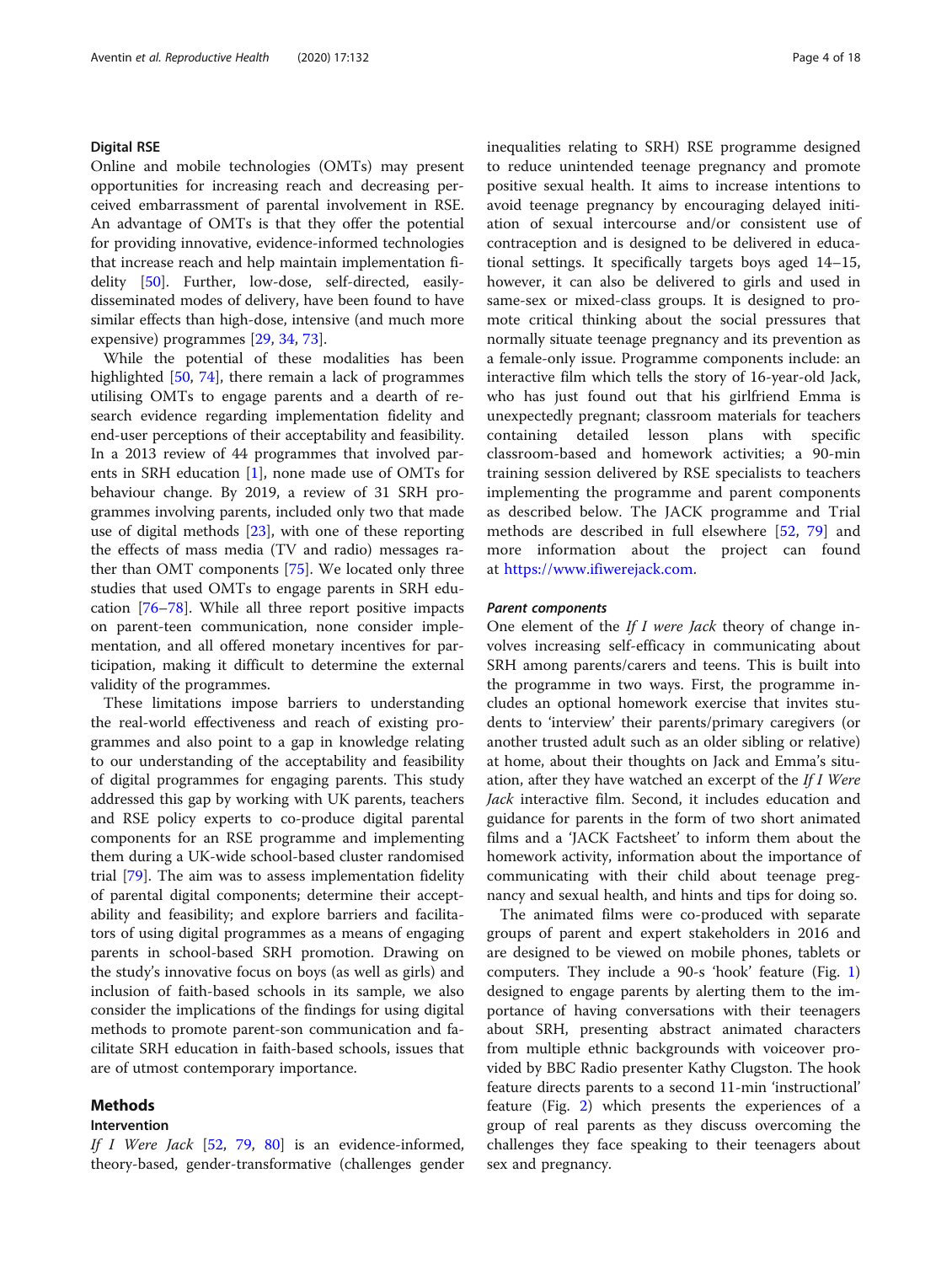### Digital RSE

Online and mobile technologies (OMTs) may present opportunities for increasing reach and decreasing perceived embarrassment of parental involvement in RSE. An advantage of OMTs is that they offer the potential for providing innovative, evidence-informed technologies that increase reach and help maintain implementation fidelity [50]. Further, low-dose, self-directed, easily-disseminated modes of delivery, have been found to have similar effects than high-dose, intensive (and much more expensive) programmes [29, 34, 73].

While the potential of these modalities has been highlighted [50, 74], there remain a lack of programmes utilising OMTs to engage parents and a dearth of research evidence regarding implementation fidelity and end-user perceptions of their acceptability and feasibility. In a 2013 review of 44 programmes that involved parents in SRH education [1], none made use of OMTs for behaviour change. By 2019, a review of 31 SRH programmes involving parents, included only two that made use of digital methods [23], with one of these reporting the effects of mass media (TV and radio) messages rather than OMT components [75]. We located only three studies that used OMTs to engage parents in SRH education [76–78]. While all three report positive impacts on parent-teen communication, none consider implementation, and all offered monetary incentives for participation, making it difficult to determine the external validity of the programmes.

These limitations impose barriers to understanding the real-world effectiveness and reach of existing programmes and also point to a gap in knowledge relating to our understanding of the acceptability and feasibility of digital programmes for engaging parents. This study addressed this gap by working with UK parents, teachers and RSE policy experts to co-produce digital parental components for an RSE programme and implementing them during a UK-wide school-based cluster randomised trial [79]. The aim was to assess implementation fidelity of parental digital components; determine their acceptability and feasibility; and explore barriers and facilitators of using digital programmes as a means of engaging parents in school-based SRH promotion. Drawing on the study's innovative focus on boys (as well as girls) and inclusion of faith-based schools in its sample, we also consider the implications of the findings for using digital methods to promote parent-son communication and facilitate SRH education in faith-based schools, issues that are of utmost contemporary importance.

## Methods

### Intervention

*If I Were Jack* [52, 79, 80] is an evidence-informed, theory-based, gender-transformative (challenges gender inequalities relating to SRH) RSE programme designed to reduce unintended teenage pregnancy and promote positive sexual health. It aims to increase intentions to avoid teenage pregnancy by encouraging delayed initiation of sexual intercourse and/or consistent use of contraception and is designed to be delivered in educational settings. It specifically targets boys aged 14–15, however, it can also be delivered to girls and used in same-sex or mixed-class groups. It is designed to promote critical thinking about the social pressures that normally situate teenage pregnancy and its prevention as a female-only issue. Programme components include: an interactive film which tells the story of 16-year-old Jack, who has just found out that his girlfriend Emma is unexpectedly pregnant; classroom materials for teachers containing detailed lesson plans with specific classroom-based and homework activities; a 90-min training session delivered by RSE specialists to teachers implementing the programme and parent components as described below. The JACK programme and Trial methods are described in full elsewhere [52, 79] and more information about the project can found at https://www.ifiwerejack.com.

#### *Parent components*

One element of the *If I were Jack* theory of change involves increasing self-efficacy in communicating about SRH among parents/carers and teens. This is built into the programme in two ways. First, the programme includes an optional homework exercise that invites students to 'interview' their parents/primary caregivers (or another trusted adult such as an older sibling or relative) at home, about their thoughts on Jack and Emma's situation, after they have watched an excerpt of the *If I Were Jack* interactive film. Second, it includes education and guidance for parents in the form of two short animated films and a 'JACK Factsheet' to inform them about the homework activity, information about the importance of communicating with their child about teenage pregnancy and sexual health, and hints and tips for doing so.

The animated films were co-produced with separate groups of parent and expert stakeholders in 2016 and are designed to be viewed on mobile phones, tablets or computers. They include a 90-s 'hook' feature (Fig. 1) designed to engage parents by alerting them to the importance of having conversations with their teenagers about SRH, presenting abstract animated characters from multiple ethnic backgrounds with voiceover provided by BBC Radio presenter Kathy Clugston. The hook feature directs parents to a second 11-min 'instructional' feature (Fig. 2) which presents the experiences of a group of real parents as they discuss overcoming the challenges they face speaking to their teenagers about sex and pregnancy.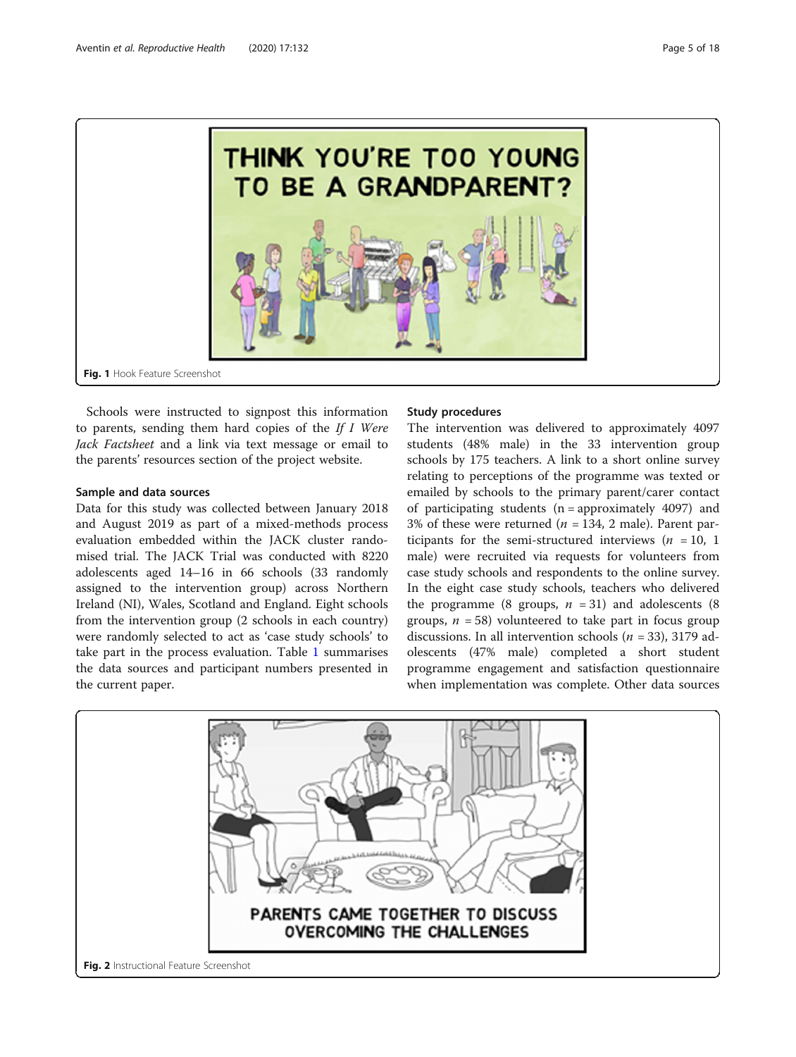Fig. 1 Hook Feature Screenshot

Schools were instructed to signpost this information to parents, sending them hard copies of the *If I Were Jack Factsheet* and a link via text message or email to the parents' resources section of the project website.

### Sample and data sources

Data for this study was collected between January 2018 and August 2019 as part of a mixed-methods process evaluation embedded within the JACK cluster randomised trial. The JACK Trial was conducted with 8220 adolescents aged 14–16 in 66 schools (33 randomly assigned to the intervention group) across Northern Ireland (NI), Wales, Scotland and England. Eight schools from the intervention group (2 schools in each country) were randomly selected to act as 'case study schools' to take part in the process evaluation. Table 1 summarises the data sources and participant numbers presented in the current paper.

### Study procedures

The intervention was delivered to approximately 4097 students (48% male) in the 33 intervention group schools by 175 teachers. A link to a short online survey relating to perceptions of the programme was texted or emailed by schools to the primary parent/carer contact of participating students (n = approximately 4097) and 3% of these were returned ($n$ = 134, 2 male). Parent participants for the semi-structured interviews ($n$ = 10, 1 male) were recruited via requests for volunteers from case study schools and respondents to the online survey. In the eight case study schools, teachers who delivered the programme (8 groups, $n$ = 31) and adolescents (8 groups, $n$ = 58) volunteered to take part in focus group discussions. In all intervention schools ($n$ = 33), 3179 adolescents (47% male) completed a short student programme engagement and satisfaction questionnaire when implementation was complete. Other data sources

Fig. 2 Instructional Feature Screenshot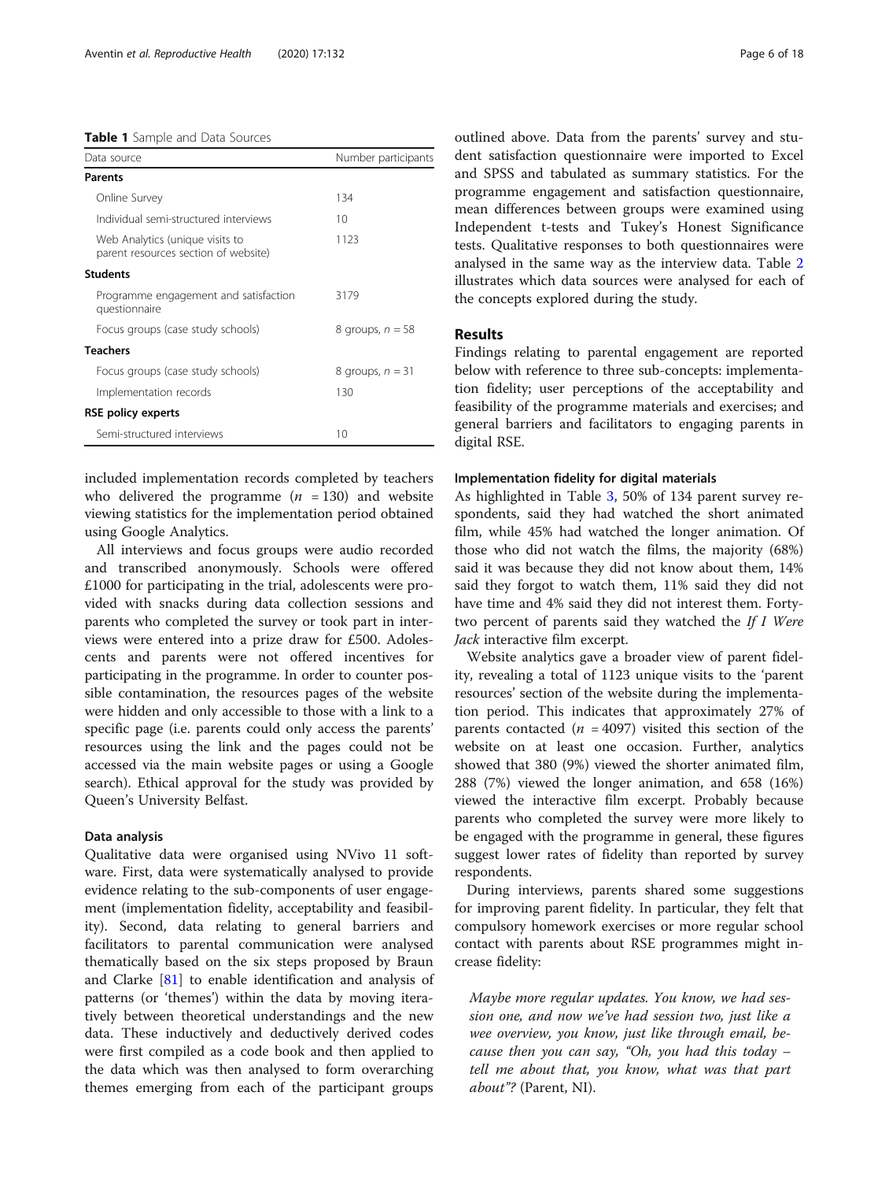**Table 1** Sample and Data Sources

| Data source | Number participants |
| --- | --- |
| **Parents** | |
| Online Survey | 134 |
| Individual semi-structured interviews | 10 |
| Web Analytics (unique visits to parent resources section of website) | 1123 |
| **Students** | |
| Programme engagement and satisfaction questionnaire | 3179 |
| Focus groups (case study schools) | 8 groups, $n = 58$ |
| **Teachers** | |
| Focus groups (case study schools) | 8 groups, $n = 31$ |
| Implementation records | 130 |
| **RSE policy experts** | |
| Semi-structured interviews | 10 |

included implementation records completed by teachers who delivered the programme ($n = 130$) and website viewing statistics for the implementation period obtained using Google Analytics.

All interviews and focus groups were audio recorded and transcribed anonymously. Schools were offered £1000 for participating in the trial, adolescents were provided with snacks during data collection sessions and parents who completed the survey or took part in interviews were entered into a prize draw for £500. Adolescents and parents were not offered incentives for participating in the programme. In order to counter possible contamination, the resources pages of the website were hidden and only accessible to those with a link to a specific page (i.e. parents could only access the parents' resources using the link and the pages could not be accessed via the main website pages or using a Google search). Ethical approval for the study was provided by Queen's University Belfast.

### Data analysis

Qualitative data were organised using NVivo 11 software. First, data were systematically analysed to provide evidence relating to the sub-components of user engagement (implementation fidelity, acceptability and feasibility). Second, data relating to general barriers and facilitators to parental communication were analysed thematically based on the six steps proposed by Braun and Clarke [81] to enable identification and analysis of patterns (or 'themes') within the data by moving iteratively between theoretical understandings and the new data. These inductively and deductively derived codes were first compiled as a code book and then applied to the data which was then analysed to form overarching themes emerging from each of the participant groups outlined above. Data from the parents' survey and student satisfaction questionnaire were imported to Excel and SPSS and tabulated as summary statistics. For the programme engagement and satisfaction questionnaire, mean differences between groups were examined using Independent t-tests and Tukey's Honest Significance tests. Qualitative responses to both questionnaires were analysed in the same way as the interview data. Table 2 illustrates which data sources were analysed for each of the concepts explored during the study.

## Results

Findings relating to parental engagement are reported below with reference to three sub-concepts: implementation fidelity; user perceptions of the acceptability and feasibility of the programme materials and exercises; and general barriers and facilitators to engaging parents in digital RSE.

### Implementation fidelity for digital materials

As highlighted in Table 3, 50% of 134 parent survey respondents, said they had watched the short animated film, while 45% had watched the longer animation. Of those who did not watch the films, the majority (68%) said it was because they did not know about them, 14% said they forgot to watch them, 11% said they did not have time and 4% said they did not interest them. Forty-two percent of parents said they watched the *If I Were Jack* interactive film excerpt.

Website analytics gave a broader view of parent fidelity, revealing a total of 1123 unique visits to the 'parent resources' section of the website during the implementation period. This indicates that approximately 27% of parents contacted ($n = 4097$) visited this section of the website on at least one occasion. Further, analytics showed that 380 (9%) viewed the shorter animated film, 288 (7%) viewed the longer animation, and 658 (16%) viewed the interactive film excerpt. Probably because parents who completed the survey were more likely to be engaged with the programme in general, these figures suggest lower rates of fidelity than reported by survey respondents.

During interviews, parents shared some suggestions for improving parent fidelity. In particular, they felt that compulsory homework exercises or more regular school contact with parents about RSE programmes might increase fidelity:

> *Maybe more regular updates. You know, we had session one, and now we've had session two, just like a wee overview, you know, just like through email, because then you can say, "Oh, you had this today – tell me about that, you know, what was that part about"?* (Parent, NI).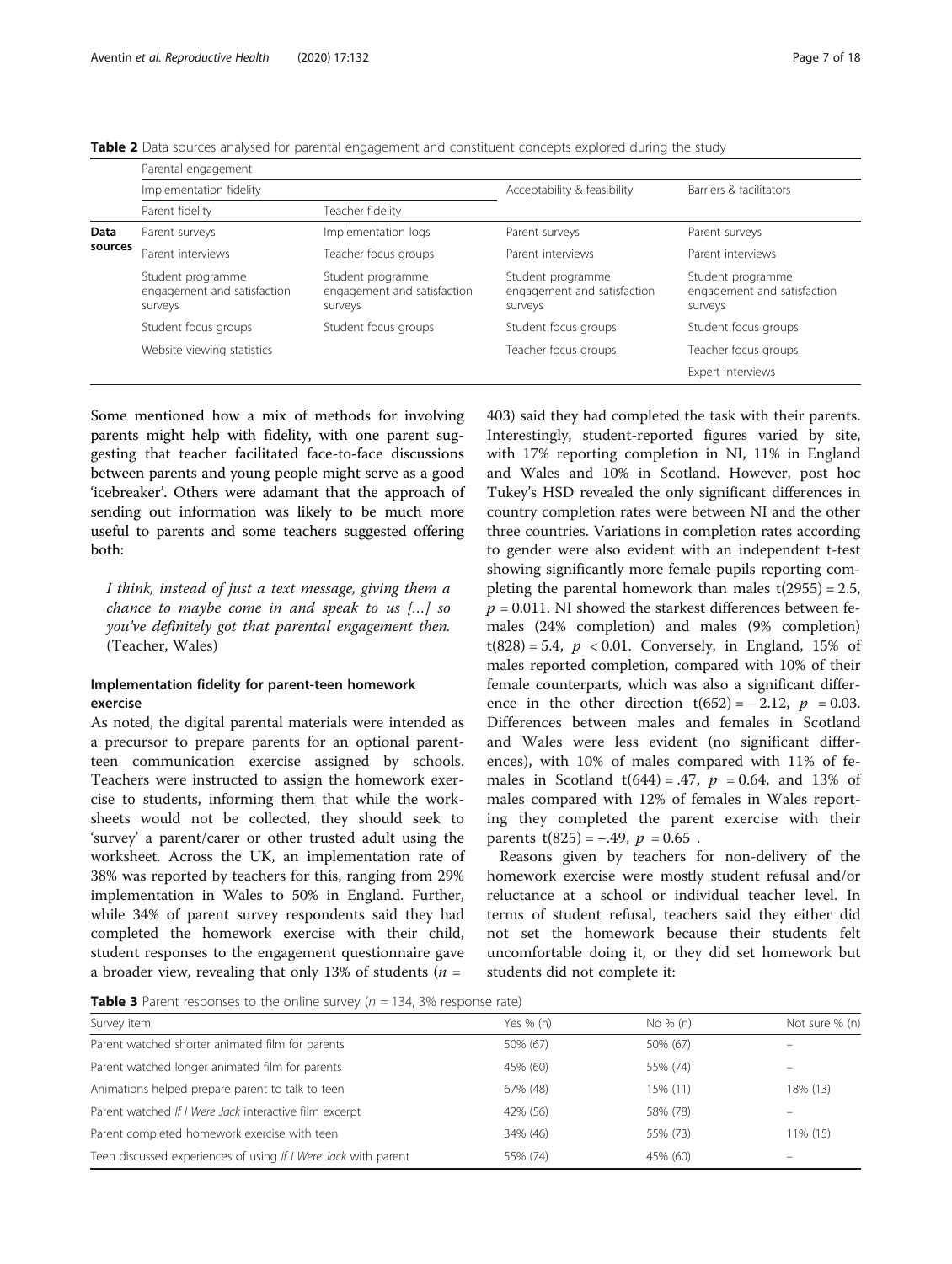**Table 2** Data sources analysed for parental engagement and constituent concepts explored during the study

| | Parental engagement | | | |
|---|---|---|---|---|
| | Implementation fidelity | | Acceptability & feasibility | Barriers & facilitators |
| | Parent fidelity | Teacher fidelity | | |
| **Data sources** | Parent surveys | Implementation logs | Parent surveys | Parent surveys |
| | Parent interviews | Teacher focus groups | Parent interviews | Parent interviews |
| | Student programme engagement and satisfaction surveys | Student programme engagement and satisfaction surveys | Student programme engagement and satisfaction surveys | Student programme engagement and satisfaction surveys |
| | Student focus groups | Student focus groups | Student focus groups | Student focus groups |
| | Website viewing statistics | | Teacher focus groups | Teacher focus groups |
| | | | | Expert interviews |

Some mentioned how a mix of methods for involving parents might help with fidelity, with one parent suggesting that teacher facilitated face-to-face discussions between parents and young people might serve as a good 'icebreaker'. Others were adamant that the approach of sending out information was likely to be much more useful to parents and some teachers suggested offering both:

> *I think, instead of just a text message, giving them a chance to maybe come in and speak to us [...] so you've definitely got that parental engagement then.* (Teacher, Wales)

### Implementation fidelity for parent-teen homework exercise

As noted, the digital parental materials were intended as a precursor to prepare parents for an optional parent-teen communication exercise assigned by schools. Teachers were instructed to assign the homework exercise to students, informing them that while the worksheets would not be collected, they should seek to 'survey' a parent/carer or other trusted adult using the worksheet. Across the UK, an implementation rate of 38% was reported by teachers for this, ranging from 29% implementation in Wales to 50% in England. Further, while 34% of parent survey respondents said they had completed the homework exercise with their child, student responses to the engagement questionnaire gave a broader view, revealing that only 13% of students ($n$ = 403) said they had completed the task with their parents. Interestingly, student-reported figures varied by site, with 17% reporting completion in NI, 11% in England and Wales and 10% in Scotland. However, post hoc Tukey's HSD revealed the only significant differences in country completion rates were between NI and the other three countries. Variations in completion rates according to gender were also evident with an independent t-test showing significantly more female pupils reporting completing the parental homework than males $t(2955) = 2.5$, $p = 0.011$. NI showed the starkest differences between females (24% completion) and males (9% completion) $t(828) = 5.4$, $p < 0.01$. Conversely, in England, 15% of males reported completion, compared with 10% of their female counterparts, which was also a significant difference in the other direction $t(652) = -2.12$, $p = 0.03$. Differences between males and females in Scotland and Wales were less evident (no significant differences), with 10% of males compared with 11% of females in Scotland $t(644) = .47$, $p = 0.64$, and 13% of males compared with 12% of females in Wales reporting they completed the parent exercise with their parents $t(825) = -.49$, $p = 0.65$ .

Reasons given by teachers for non-delivery of the homework exercise were mostly student refusal and/or reluctance at a school or individual teacher level. In terms of student refusal, teachers said they either did not set the homework because their students felt uncomfortable doing it, or they did set homework but students did not complete it:

**Table 3** Parent responses to the online survey ($n$ = 134, 3% response rate)

| Survey item | Yes % (n) | No % (n) | Not sure % (n) |
|---|---|---|---|
| Parent watched shorter animated film for parents | 50% (67) | 50% (67) | – |
| Parent watched longer animated film for parents | 45% (60) | 55% (74) | – |
| Animations helped prepare parent to talk to teen | 67% (48) | 15% (11) | 18% (13) |
| Parent watched *If I Were Jack* interactive film excerpt | 42% (56) | 58% (78) | – |
| Parent completed homework exercise with teen | 34% (46) | 55% (73) | 11% (15) |
| Teen discussed experiences of using *If I Were Jack* with parent | 55% (74) | 45% (60) | – |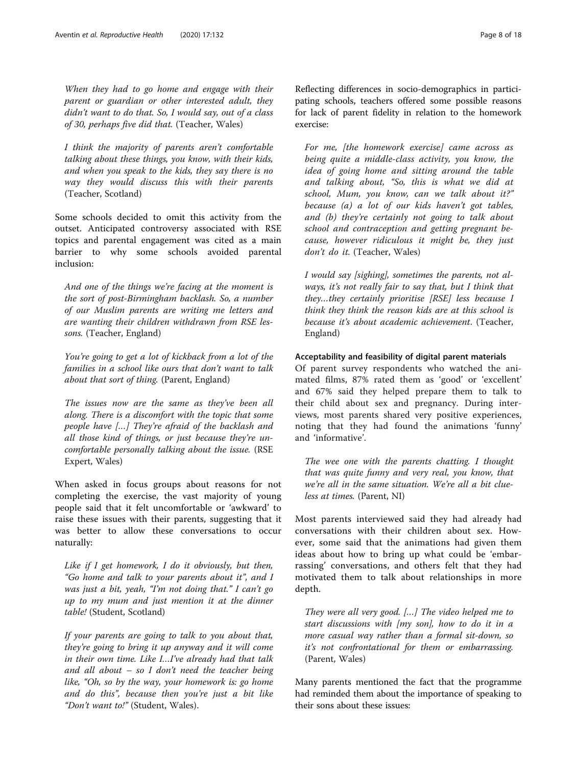*When they had to go home and engage with their parent or guardian or other interested adult, they didn't want to do that. So, I would say, out of a class of 30, perhaps five did that.* (Teacher, Wales)

*I think the majority of parents aren't comfortable talking about these things, you know, with their kids, and when you speak to the kids, they say there is no way they would discuss this with their parents* (Teacher, Scotland)

Some schools decided to omit this activity from the outset. Anticipated controversy associated with RSE topics and parental engagement was cited as a main barrier to why some schools avoided parental inclusion:

*And one of the things we're facing at the moment is the sort of post-Birmingham backlash. So, a number of our Muslim parents are writing me letters and are wanting their children withdrawn from RSE lessons.* (Teacher, England)

*You're going to get a lot of kickback from a lot of the families in a school like ours that don't want to talk about that sort of thing.* (Parent, England)

*The issues now are the same as they've been all along. There is a discomfort with the topic that some people have […] They're afraid of the backlash and all those kind of things, or just because they're uncomfortable personally talking about the issue.* (RSE Expert, Wales)

When asked in focus groups about reasons for not completing the exercise, the vast majority of young people said that it felt uncomfortable or 'awkward' to raise these issues with their parents, suggesting that it was better to allow these conversations to occur naturally:

*Like if I get homework, I do it obviously, but then, "Go home and talk to your parents about it", and I was just a bit, yeah, "I'm not doing that." I can't go up to my mum and just mention it at the dinner table!* (Student, Scotland)

*If your parents are going to talk to you about that, they're going to bring it up anyway and it will come in their own time. Like I…I've already had that talk and all about – so I don't need the teacher being like, "Oh, so by the way, your homework is: go home and do this", because then you're just a bit like "Don't want to!"* (Student, Wales).

Reflecting differences in socio-demographics in participating schools, teachers offered some possible reasons for lack of parent fidelity in relation to the homework exercise:

*For me, [the homework exercise] came across as being quite a middle-class activity, you know, the idea of going home and sitting around the table and talking about, "So, this is what we did at school, Mum, you know, can we talk about it?" because (a) a lot of our kids haven't got tables, and (b) they're certainly not going to talk about school and contraception and getting pregnant because, however ridiculous it might be, they just don't do it.* (Teacher, Wales)

*I would say [sighing], sometimes the parents, not always, it's not really fair to say that, but I think that they…they certainly prioritise [RSE] less because I think they think the reason kids are at this school is because it's about academic achievement*. (Teacher, England)

#### Acceptability and feasibility of digital parent materials

Of parent survey respondents who watched the animated films, 87% rated them as 'good' or 'excellent' and 67% said they helped prepare them to talk to their child about sex and pregnancy. During interviews, most parents shared very positive experiences, noting that they had found the animations 'funny' and 'informative'.

*The wee one with the parents chatting. I thought that was quite funny and very real, you know, that we're all in the same situation. We're all a bit clueless at times.* (Parent, NI)

Most parents interviewed said they had already had conversations with their children about sex. However, some said that the animations had given them ideas about how to bring up what could be 'embarrassing' conversations, and others felt that they had motivated them to talk about relationships in more depth.

*They were all very good. […] The video helped me to start discussions with [my son], how to do it in a more casual way rather than a formal sit-down, so it's not confrontational for them or embarrassing.* (Parent, Wales)

Many parents mentioned the fact that the programme had reminded them about the importance of speaking to their sons about these issues: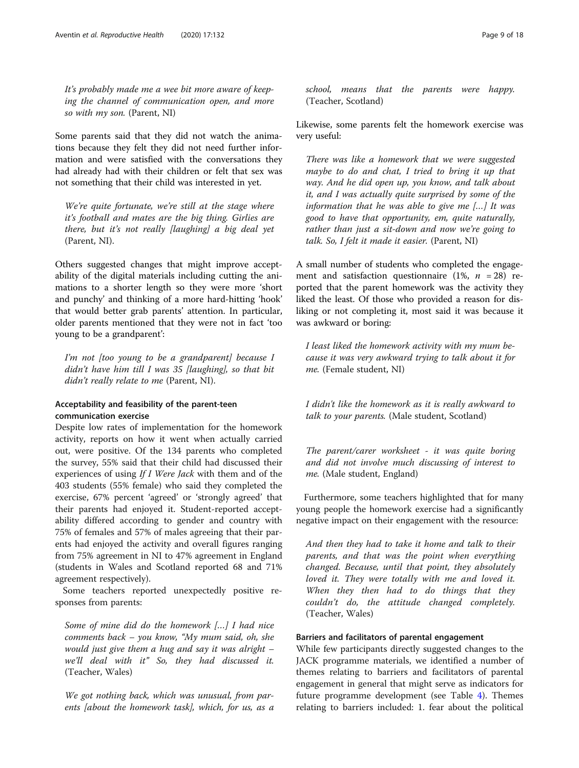*It's probably made me a wee bit more aware of keeping the channel of communication open, and more so with my son.* (Parent, NI)

Some parents said that they did not watch the animations because they felt they did not need further information and were satisfied with the conversations they had already had with their children or felt that sex was not something that their child was interested in yet.

*We're quite fortunate, we're still at the stage where it's football and mates are the big thing. Girlies are there, but it's not really [laughing] a big deal yet* (Parent, NI).

Others suggested changes that might improve acceptability of the digital materials including cutting the animations to a shorter length so they were more 'short and punchy' and thinking of a more hard-hitting 'hook' that would better grab parents' attention. In particular, older parents mentioned that they were not in fact 'too young to be a grandparent':

*I'm not [too young to be a grandparent] because I didn't have him till I was 35 [laughing], so that bit didn't really relate to me* (Parent, NI).

### Acceptability and feasibility of the parent-teen communication exercise

Despite low rates of implementation for the homework activity, reports on how it went when actually carried out, were positive. Of the 134 parents who completed the survey, 55% said that their child had discussed their experiences of using *If I Were Jack* with them and of the 403 students (55% female) who said they completed the exercise, 67% percent 'agreed' or 'strongly agreed' that their parents had enjoyed it. Student-reported acceptability differed according to gender and country with 75% of females and 57% of males agreeing that their parents had enjoyed the activity and overall figures ranging from 75% agreement in NI to 47% agreement in England (students in Wales and Scotland reported 68 and 71% agreement respectively).

Some teachers reported unexpectedly positive responses from parents:

*Some of mine did do the homework [...] I had nice comments back – you know, "My mum said, oh, she would just give them a hug and say it was alright – we'll deal with it" So, they had discussed it.* (Teacher, Wales)

*We got nothing back, which was unusual, from parents [about the homework task], which, for us, as a school, means that the parents were happy.* (Teacher, Scotland)

Likewise, some parents felt the homework exercise was very useful:

*There was like a homework that we were suggested maybe to do and chat, I tried to bring it up that way. And he did open up, you know, and talk about it, and I was actually quite surprised by some of the information that he was able to give me [...] It was good to have that opportunity, em, quite naturally, rather than just a sit-down and now we're going to talk. So, I felt it made it easier.* (Parent, NI)

A small number of students who completed the engagement and satisfaction questionnaire (1%, $n = 28$) reported that the parent homework was the activity they liked the least. Of those who provided a reason for disliking or not completing it, most said it was because it was awkward or boring:

*I least liked the homework activity with my mum because it was very awkward trying to talk about it for me.* (Female student, NI)

*I didn't like the homework as it is really awkward to talk to your parents.* (Male student, Scotland)

*The parent/carer worksheet - it was quite boring and did not involve much discussing of interest to me.* (Male student, England)

Furthermore, some teachers highlighted that for many young people the homework exercise had a significantly negative impact on their engagement with the resource:

*And then they had to take it home and talk to their parents, and that was the point when everything changed. Because, until that point, they absolutely loved it. They were totally with me and loved it. When they then had to do things that they couldn't do, the attitude changed completely.* (Teacher, Wales)

### Barriers and facilitators of parental engagement

While few participants directly suggested changes to the JACK programme materials, we identified a number of themes relating to barriers and facilitators of parental engagement in general that might serve as indicators for future programme development (see Table 4). Themes relating to barriers included: 1. fear about the political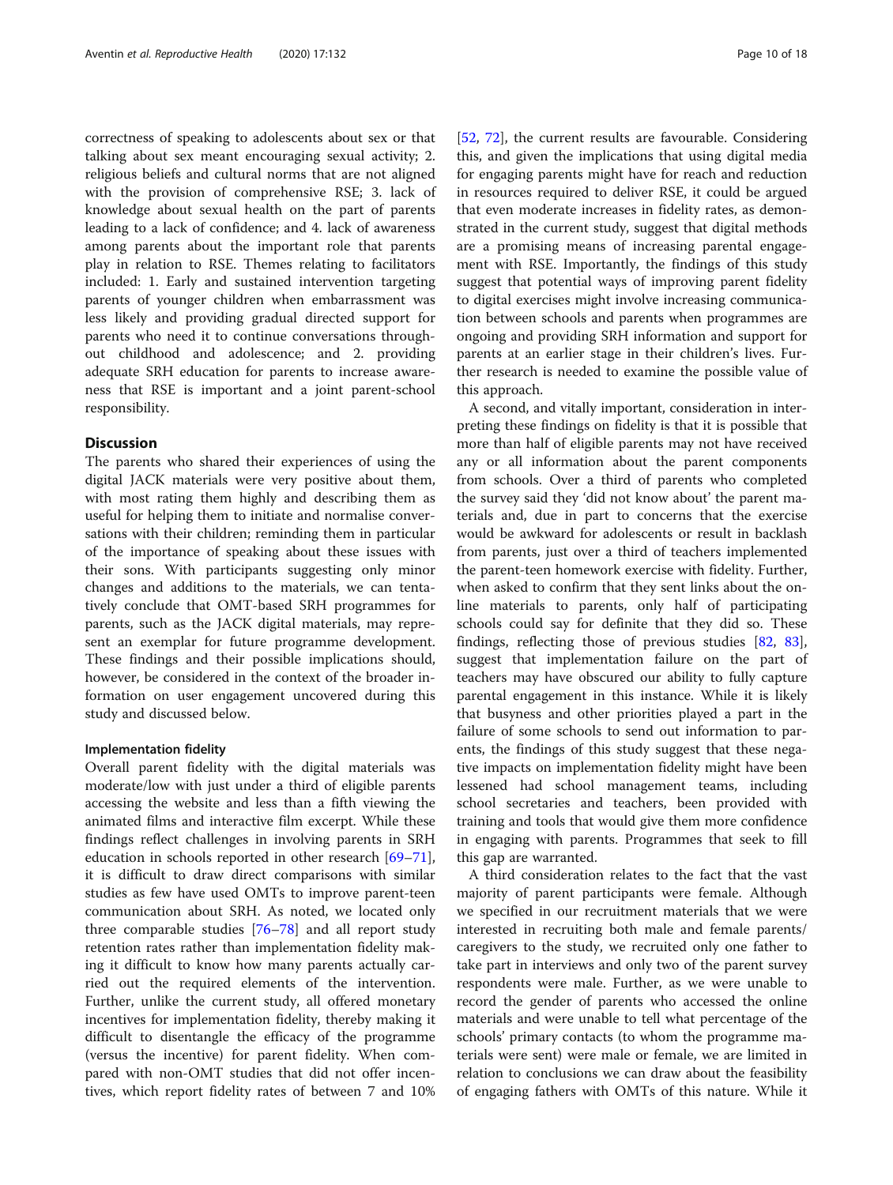correctness of speaking to adolescents about sex or that talking about sex meant encouraging sexual activity; 2. religious beliefs and cultural norms that are not aligned with the provision of comprehensive RSE; 3. lack of knowledge about sexual health on the part of parents leading to a lack of confidence; and 4. lack of awareness among parents about the important role that parents play in relation to RSE. Themes relating to facilitators included: 1. Early and sustained intervention targeting parents of younger children when embarrassment was less likely and providing gradual directed support for parents who need it to continue conversations throughout childhood and adolescence; and 2. providing adequate SRH education for parents to increase awareness that RSE is important and a joint parent-school responsibility.

## Discussion

The parents who shared their experiences of using the digital JACK materials were very positive about them, with most rating them highly and describing them as useful for helping them to initiate and normalise conversations with their children; reminding them in particular of the importance of speaking about these issues with their sons. With participants suggesting only minor changes and additions to the materials, we can tentatively conclude that OMT-based SRH programmes for parents, such as the JACK digital materials, may represent an exemplar for future programme development. These findings and their possible implications should, however, be considered in the context of the broader information on user engagement uncovered during this study and discussed below.

### Implementation fidelity

Overall parent fidelity with the digital materials was moderate/low with just under a third of eligible parents accessing the website and less than a fifth viewing the animated films and interactive film excerpt. While these findings reflect challenges in involving parents in SRH education in schools reported in other research [69–71], it is difficult to draw direct comparisons with similar studies as few have used OMTs to improve parent-teen communication about SRH. As noted, we located only three comparable studies [76–78] and all report study retention rates rather than implementation fidelity making it difficult to know how many parents actually carried out the required elements of the intervention. Further, unlike the current study, all offered monetary incentives for implementation fidelity, thereby making it difficult to disentangle the efficacy of the programme (versus the incentive) for parent fidelity. When compared with non-OMT studies that did not offer incentives, which report fidelity rates of between 7 and 10% [52, 72], the current results are favourable. Considering this, and given the implications that using digital media for engaging parents might have for reach and reduction in resources required to deliver RSE, it could be argued that even moderate increases in fidelity rates, as demonstrated in the current study, suggest that digital methods are a promising means of increasing parental engagement with RSE. Importantly, the findings of this study suggest that potential ways of improving parent fidelity to digital exercises might involve increasing communication between schools and parents when programmes are ongoing and providing SRH information and support for parents at an earlier stage in their children's lives. Further research is needed to examine the possible value of this approach.

A second, and vitally important, consideration in interpreting these findings on fidelity is that it is possible that more than half of eligible parents may not have received any or all information about the parent components from schools. Over a third of parents who completed the survey said they 'did not know about' the parent materials and, due in part to concerns that the exercise would be awkward for adolescents or result in backlash from parents, just over a third of teachers implemented the parent-teen homework exercise with fidelity. Further, when asked to confirm that they sent links about the online materials to parents, only half of participating schools could say for definite that they did so. These findings, reflecting those of previous studies [82, 83], suggest that implementation failure on the part of teachers may have obscured our ability to fully capture parental engagement in this instance. While it is likely that busyness and other priorities played a part in the failure of some schools to send out information to parents, the findings of this study suggest that these negative impacts on implementation fidelity might have been lessened had school management teams, including school secretaries and teachers, been provided with training and tools that would give them more confidence in engaging with parents. Programmes that seek to fill this gap are warranted.

A third consideration relates to the fact that the vast majority of parent participants were female. Although we specified in our recruitment materials that we were interested in recruiting both male and female parents/caregivers to the study, we recruited only one father to take part in interviews and only two of the parent survey respondents were male. Further, as we were unable to record the gender of parents who accessed the online materials and were unable to tell what percentage of the schools' primary contacts (to whom the programme materials were sent) were male or female, we are limited in relation to conclusions we can draw about the feasibility of engaging fathers with OMTs of this nature. While it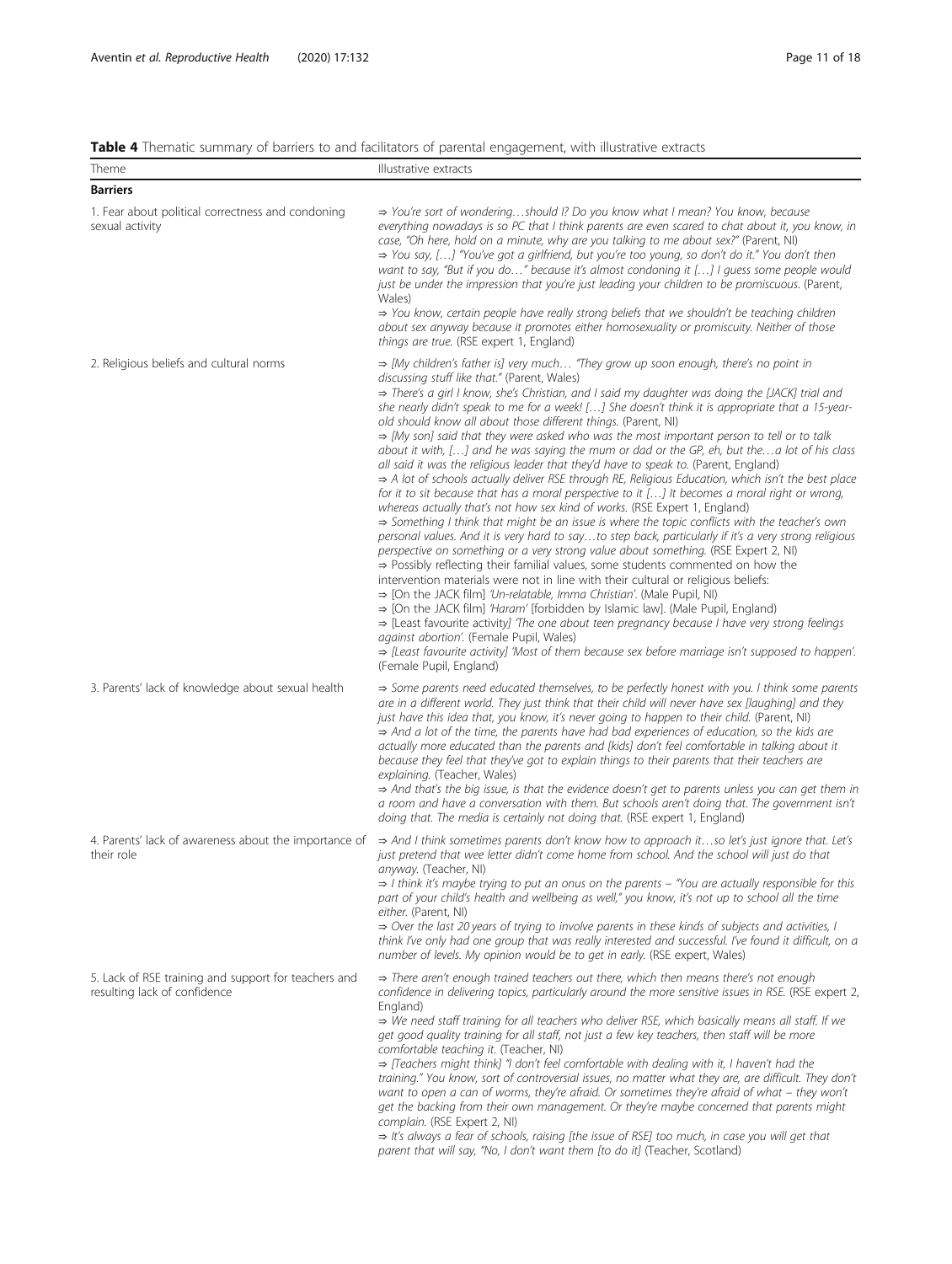**Table 4** Thematic summary of barriers to and facilitators of parental engagement, with illustrative extracts

| Theme | Illustrative extracts |
|---|---|
| **Barriers** | |
| 1. Fear about political correctness and condoning sexual activity | ⇒ *You're sort of wondering…should I? Do you know what I mean? You know, because everything nowadays is so PC that I think parents are even scared to chat about it, you know, in case, "Oh here, hold on a minute, why are you talking to me about sex?"* (Parent, NI)<br>⇒ *You say, […] "You've got a girlfriend, but you're too young, so don't do it." You don't then want to say, "But if you do…" because it's almost condoning it […] I guess some people would just be under the impression that you're just leading your children to be promiscuous.* (Parent, Wales)<br>⇒ *You know, certain people have really strong beliefs that we shouldn't be teaching children about sex anyway because it promotes either homosexuality or promiscuity. Neither of those things are true.* (RSE expert 1, England) |
| 2. Religious beliefs and cultural norms | ⇒ *[My children's father is] very much… "They grow up soon enough, there's no point in discussing stuff like that."* (Parent, Wales)<br>⇒ *There's a girl I know, she's Christian, and I said my daughter was doing the [JACK] trial and she nearly didn't speak to me for a week! […] She doesn't think it is appropriate that a 15-year-old should know all about those different things.* (Parent, NI)<br>⇒ *[My son] said that they were asked who was the most important person to tell or to talk about it with, […] and he was saying the mum or dad or the GP, eh, but the…a lot of his class all said it was the religious leader that they'd have to speak to.* (Parent, England)<br>⇒ *A lot of schools actually deliver RSE through RE, Religious Education, which isn't the best place for it to sit because that has a moral perspective to it […] It becomes a moral right or wrong, whereas actually that's not how sex kind of works.* (RSE Expert 1, England)<br>⇒ *Something I think that might be an issue is where the topic conflicts with the teacher's own personal values. And it is very hard to say…to step back, particularly if it's a very strong religious perspective on something or a very strong value about something.* (RSE Expert 2, NI)<br>⇒ Possibly reflecting their familial values, some students commented on how the intervention materials were not in line with their cultural or religious beliefs:<br>⇒ [On the JACK film] *'Un-relatable, Imma Christian'.* (Male Pupil, NI)<br>⇒ [On the JACK film] *'Haram'* [forbidden by Islamic law]. (Male Pupil, England)<br>⇒ [Least favourite activity] *'The one about teen pregnancy because I have very strong feelings against abortion'.* (Female Pupil, Wales)<br>⇒ *[Least favourite activity] 'Most of them because sex before marriage isn't supposed to happen'.* (Female Pupil, England) |
| 3. Parents' lack of knowledge about sexual health | ⇒ *Some parents need educated themselves, to be perfectly honest with you. I think some parents are in a different world. They just think that their child will never have sex [laughing] and they just have this idea that, you know, it's never going to happen to their child.* (Parent, NI)<br>⇒ *And a lot of the time, the parents have had bad experiences of education, so the kids are actually more educated than the parents and [kids] don't feel comfortable in talking about it because they feel that they've got to explain things to their parents that their teachers are explaining.* (Teacher, Wales)<br>⇒ *And that's the big issue, is that the evidence doesn't get to parents unless you can get them in a room and have a conversation with them. But schools aren't doing that. The government isn't doing that. The media is certainly not doing that.* (RSE expert 1, England) |
| 4. Parents' lack of awareness about the importance of their role | ⇒ *And I think sometimes parents don't know how to approach it…so let's just ignore that. Let's just pretend that wee letter didn't come home from school. And the school will just do that anyway.* (Teacher, NI)<br>⇒ *I think it's maybe trying to put an onus on the parents – "You are actually responsible for this part of your child's health and wellbeing as well," you know, it's not up to school all the time either.* (Parent, NI)<br>⇒ *Over the last 20 years of trying to involve parents in these kinds of subjects and activities, I think I've only had one group that was really interested and successful. I've found it difficult, on a number of levels. My opinion would be to get in early.* (RSE expert, Wales) |
| 5. Lack of RSE training and support for teachers and resulting lack of confidence | ⇒ *There aren't enough trained teachers out there, which then means there's not enough confidence in delivering topics, particularly around the more sensitive issues in RSE.* (RSE expert 2, England)<br>⇒ *We need staff training for all teachers who deliver RSE, which basically means all staff. If we get good quality training for all staff, not just a few key teachers, then staff will be more comfortable teaching it.* (Teacher, NI)<br>⇒ *[Teachers might think] "I don't feel comfortable with dealing with it, I haven't had the training." You know, sort of controversial issues, no matter what they are, are difficult. They don't want to open a can of worms, they're afraid. Or sometimes they're afraid of what – they won't get the backing from their own management. Or they're maybe concerned that parents might complain.* (RSE Expert 2, NI)<br>⇒ *It's always a fear of schools, raising [the issue of RSE] too much, in case you will get that parent that will say, "No, I don't want them [to do it]* (Teacher, Scotland) |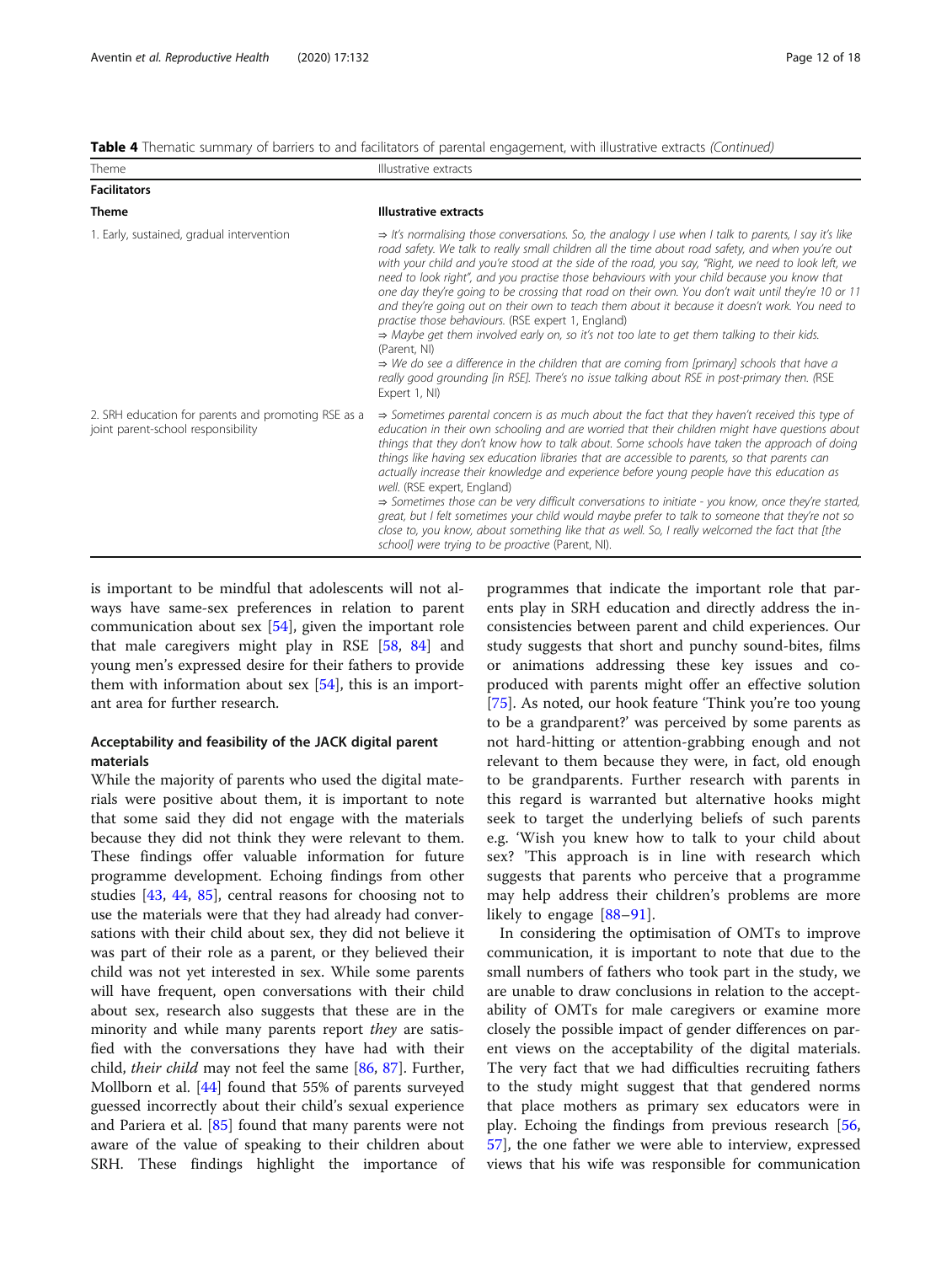**Table 4** Thematic summary of barriers to and facilitators of parental engagement, with illustrative extracts *(Continued)*

| Theme | Illustrative extracts |
|---|---|
| **Facilitators** | |
| **Theme** | **Illustrative extracts** |
| 1. Early, sustained, gradual intervention | ⇒ *It's normalising those conversations. So, the analogy I use when I talk to parents, I say it's like road safety. We talk to really small children all the time about road safety, and when you're out with your child and you're stood at the side of the road, you say, "Right, we need to look left, we need to look right", and you practise those behaviours with your child because you know that one day they're going to be crossing that road on their own. You don't wait until they're 10 or 11 and they're going out on their own to teach them about it because it doesn't work. You need to practise those behaviours.* (RSE expert 1, England)<br>⇒ *Maybe get them involved early on, so it's not too late to get them talking to their kids.* (Parent, NI)<br>⇒ *We do see a difference in the children that are coming from [primary] schools that have a really good grounding [in RSE]. There's no issue talking about RSE in post-primary then.* (RSE Expert 1, NI) |
| 2. SRH education for parents and promoting RSE as a joint parent-school responsibility | ⇒ *Sometimes parental concern is as much about the fact that they haven't received this type of education in their own schooling and are worried that their children might have questions about things that they don't know how to talk about. Some schools have taken the approach of doing things like having sex education libraries that are accessible to parents, so that parents can actually increase their knowledge and experience before young people have this education as well.* (RSE expert, England)<br>⇒ *Sometimes those can be very difficult conversations to initiate - you know, once they're started, great, but I felt sometimes your child would maybe prefer to talk to someone that they're not so close to, you know, about something like that as well. So, I really welcomed the fact that [the school] were trying to be proactive* (Parent, NI). |

is important to be mindful that adolescents will not always have same-sex preferences in relation to parent communication about sex [54], given the important role that male caregivers might play in RSE [58, 84] and young men's expressed desire for their fathers to provide them with information about sex [54], this is an important area for further research.

### Acceptability and feasibility of the JACK digital parent materials

While the majority of parents who used the digital materials were positive about them, it is important to note that some said they did not engage with the materials because they did not think they were relevant to them. These findings offer valuable information for future programme development. Echoing findings from other studies [43, 44, 85], central reasons for choosing not to use the materials were that they had already had conversations with their child about sex, they did not believe it was part of their role as a parent, or they believed their child was not yet interested in sex. While some parents will have frequent, open conversations with their child about sex, research also suggests that these are in the minority and while many parents report *they* are satisfied with the conversations they have had with their child, *their child* may not feel the same [86, 87]. Further, Mollborn et al. [44] found that 55% of parents surveyed guessed incorrectly about their child's sexual experience and Pariera et al. [85] found that many parents were not aware of the value of speaking to their children about SRH. These findings highlight the importance of programmes that indicate the important role that parents play in SRH education and directly address the inconsistencies between parent and child experiences. Our study suggests that short and punchy sound-bites, films or animations addressing these key issues and co-produced with parents might offer an effective solution [75]. As noted, our hook feature 'Think you're too young to be a grandparent?' was perceived by some parents as not hard-hitting or attention-grabbing enough and not relevant to them because they were, in fact, old enough to be grandparents. Further research with parents in this regard is warranted but alternative hooks might seek to target the underlying beliefs of such parents e.g. 'Wish you knew how to talk to your child about sex? 'This approach is in line with research which suggests that parents who perceive that a programme may help address their children's problems are more likely to engage [88–91].

In considering the optimisation of OMTs to improve communication, it is important to note that due to the small numbers of fathers who took part in the study, we are unable to draw conclusions in relation to the acceptability of OMTs for male caregivers or examine more closely the possible impact of gender differences on parent views on the acceptability of the digital materials. The very fact that we had difficulties recruiting fathers to the study might suggest that that gendered norms that place mothers as primary sex educators were in play. Echoing the findings from previous research [56, 57], the one father we were able to interview, expressed views that his wife was responsible for communication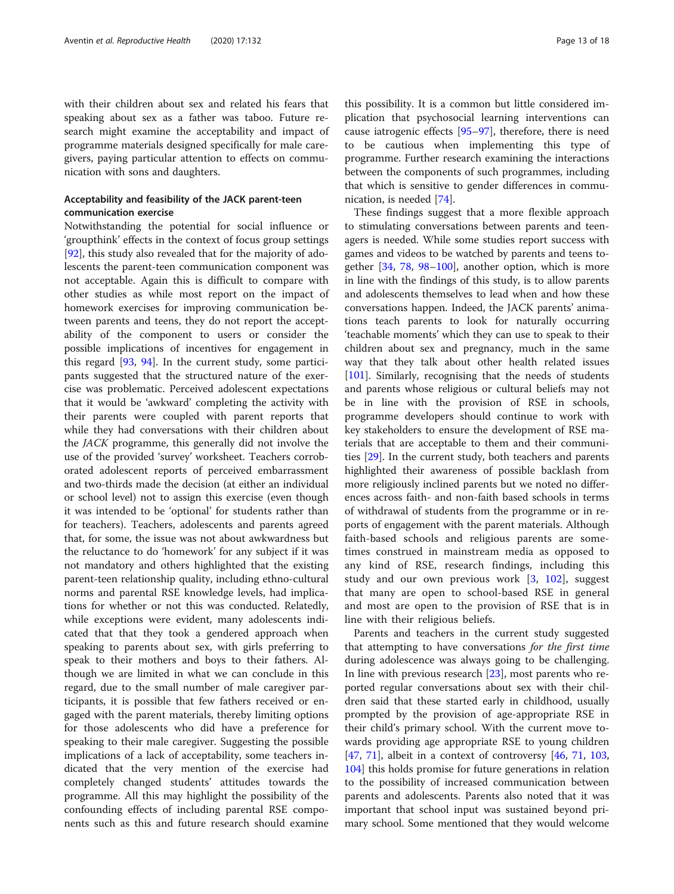with their children about sex and related his fears that speaking about sex as a father was taboo. Future research might examine the acceptability and impact of programme materials designed specifically for male caregivers, paying particular attention to effects on communication with sons and daughters.

### Acceptability and feasibility of the JACK parent-teen communication exercise

Notwithstanding the potential for social influence or 'groupthink' effects in the context of focus group settings [92], this study also revealed that for the majority of adolescents the parent-teen communication component was not acceptable. Again this is difficult to compare with other studies as while most report on the impact of homework exercises for improving communication between parents and teens, they do not report the acceptability of the component to users or consider the possible implications of incentives for engagement in this regard [93, 94]. In the current study, some participants suggested that the structured nature of the exercise was problematic. Perceived adolescent expectations that it would be 'awkward' completing the activity with their parents were coupled with parent reports that while they had conversations with their children about the *JACK* programme, this generally did not involve the use of the provided 'survey' worksheet. Teachers corroborated adolescent reports of perceived embarrassment and two-thirds made the decision (at either an individual or school level) not to assign this exercise (even though it was intended to be 'optional' for students rather than for teachers). Teachers, adolescents and parents agreed that, for some, the issue was not about awkwardness but the reluctance to do 'homework' for any subject if it was not mandatory and others highlighted that the existing parent-teen relationship quality, including ethno-cultural norms and parental RSE knowledge levels, had implications for whether or not this was conducted. Relatedly, while exceptions were evident, many adolescents indicated that that they took a gendered approach when speaking to parents about sex, with girls preferring to speak to their mothers and boys to their fathers. Although we are limited in what we can conclude in this regard, due to the small number of male caregiver participants, it is possible that few fathers received or engaged with the parent materials, thereby limiting options for those adolescents who did have a preference for speaking to their male caregiver. Suggesting the possible implications of a lack of acceptability, some teachers indicated that the very mention of the exercise had completely changed students' attitudes towards the programme. All this may highlight the possibility of the confounding effects of including parental RSE components such as this and future research should examine this possibility. It is a common but little considered implication that psychosocial learning interventions can cause iatrogenic effects [95–97], therefore, there is need to be cautious when implementing this type of programme. Further research examining the interactions between the components of such programmes, including that which is sensitive to gender differences in communication, is needed [74].

These findings suggest that a more flexible approach to stimulating conversations between parents and teenagers is needed. While some studies report success with games and videos to be watched by parents and teens together [34, 78, 98–100], another option, which is more in line with the findings of this study, is to allow parents and adolescents themselves to lead when and how these conversations happen. Indeed, the JACK parents' animations teach parents to look for naturally occurring 'teachable moments' which they can use to speak to their children about sex and pregnancy, much in the same way that they talk about other health related issues [101]. Similarly, recognising that the needs of students and parents whose religious or cultural beliefs may not be in line with the provision of RSE in schools, programme developers should continue to work with key stakeholders to ensure the development of RSE materials that are acceptable to them and their communities [29]. In the current study, both teachers and parents highlighted their awareness of possible backlash from more religiously inclined parents but we noted no differences across faith- and non-faith based schools in terms of withdrawal of students from the programme or in reports of engagement with the parent materials. Although faith-based schools and religious parents are sometimes construed in mainstream media as opposed to any kind of RSE, research findings, including this study and our own previous work [3, 102], suggest that many are open to school-based RSE in general and most are open to the provision of RSE that is in line with their religious beliefs.

Parents and teachers in the current study suggested that attempting to have conversations *for the first time* during adolescence was always going to be challenging. In line with previous research [23], most parents who reported regular conversations about sex with their children said that these started early in childhood, usually prompted by the provision of age-appropriate RSE in their child's primary school. With the current move towards providing age appropriate RSE to young children [47, 71], albeit in a context of controversy [46, 71, 103, 104] this holds promise for future generations in relation to the possibility of increased communication between parents and adolescents. Parents also noted that it was important that school input was sustained beyond primary school. Some mentioned that they would welcome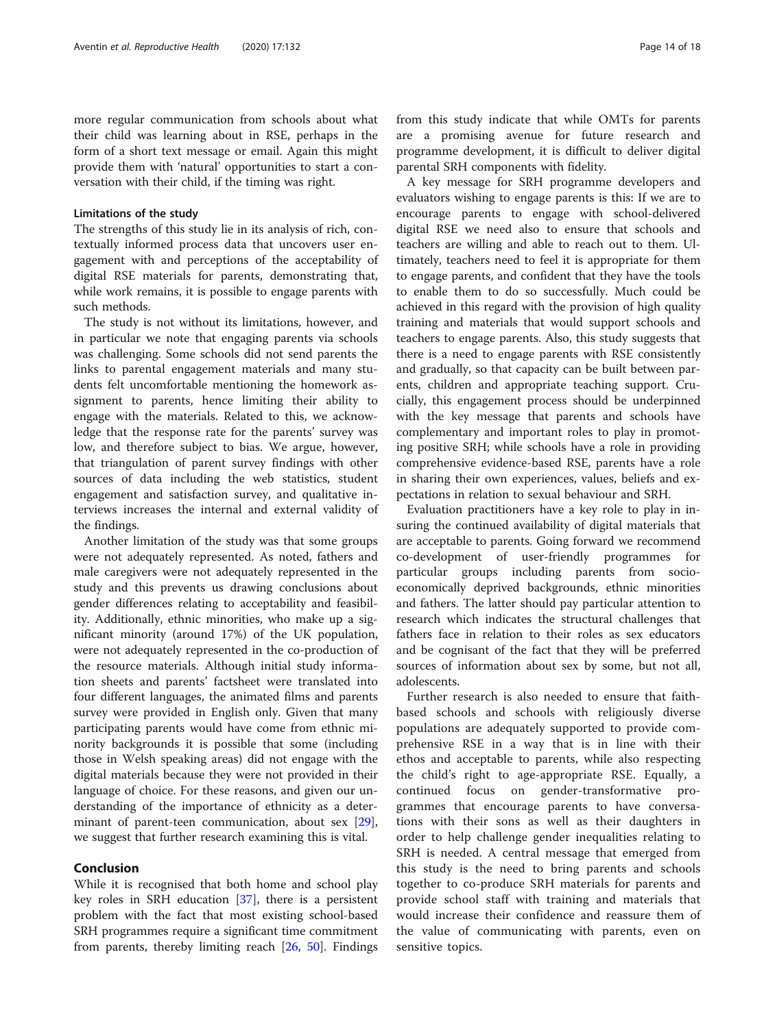more regular communication from schools about what their child was learning about in RSE, perhaps in the form of a short text message or email. Again this might provide them with 'natural' opportunities to start a conversation with their child, if the timing was right.

### Limitations of the study

The strengths of this study lie in its analysis of rich, contextually informed process data that uncovers user engagement with and perceptions of the acceptability of digital RSE materials for parents, demonstrating that, while work remains, it is possible to engage parents with such methods.

The study is not without its limitations, however, and in particular we note that engaging parents via schools was challenging. Some schools did not send parents the links to parental engagement materials and many students felt uncomfortable mentioning the homework assignment to parents, hence limiting their ability to engage with the materials. Related to this, we acknowledge that the response rate for the parents' survey was low, and therefore subject to bias. We argue, however, that triangulation of parent survey findings with other sources of data including the web statistics, student engagement and satisfaction survey, and qualitative interviews increases the internal and external validity of the findings.

Another limitation of the study was that some groups were not adequately represented. As noted, fathers and male caregivers were not adequately represented in the study and this prevents us drawing conclusions about gender differences relating to acceptability and feasibility. Additionally, ethnic minorities, who make up a significant minority (around 17%) of the UK population, were not adequately represented in the co-production of the resource materials. Although initial study information sheets and parents' factsheet were translated into four different languages, the animated films and parents survey were provided in English only. Given that many participating parents would have come from ethnic minority backgrounds it is possible that some (including those in Welsh speaking areas) did not engage with the digital materials because they were not provided in their language of choice. For these reasons, and given our understanding of the importance of ethnicity as a determinant of parent-teen communication, about sex [29], we suggest that further research examining this is vital.

## Conclusion

While it is recognised that both home and school play key roles in SRH education [37], there is a persistent problem with the fact that most existing school-based SRH programmes require a significant time commitment from parents, thereby limiting reach [26, 50]. Findings from this study indicate that while OMTs for parents are a promising avenue for future research and programme development, it is difficult to deliver digital parental SRH components with fidelity.

A key message for SRH programme developers and evaluators wishing to engage parents is this: If we are to encourage parents to engage with school-delivered digital RSE we need also to ensure that schools and teachers are willing and able to reach out to them. Ultimately, teachers need to feel it is appropriate for them to engage parents, and confident that they have the tools to enable them to do so successfully. Much could be achieved in this regard with the provision of high quality training and materials that would support schools and teachers to engage parents. Also, this study suggests that there is a need to engage parents with RSE consistently and gradually, so that capacity can be built between parents, children and appropriate teaching support. Crucially, this engagement process should be underpinned with the key message that parents and schools have complementary and important roles to play in promoting positive SRH; while schools have a role in providing comprehensive evidence-based RSE, parents have a role in sharing their own experiences, values, beliefs and expectations in relation to sexual behaviour and SRH.

Evaluation practitioners have a key role to play in insuring the continued availability of digital materials that are acceptable to parents. Going forward we recommend co-development of user-friendly programmes for particular groups including parents from socio-economically deprived backgrounds, ethnic minorities and fathers. The latter should pay particular attention to research which indicates the structural challenges that fathers face in relation to their roles as sex educators and be cognisant of the fact that they will be preferred sources of information about sex by some, but not all, adolescents.

Further research is also needed to ensure that faith-based schools and schools with religiously diverse populations are adequately supported to provide comprehensive RSE in a way that is in line with their ethos and acceptable to parents, while also respecting the child's right to age-appropriate RSE. Equally, a continued focus on gender-transformative programmes that encourage parents to have conversations with their sons as well as their daughters in order to help challenge gender inequalities relating to SRH is needed. A central message that emerged from this study is the need to bring parents and schools together to co-produce SRH materials for parents and provide school staff with training and materials that would increase their confidence and reassure them of the value of communicating with parents, even on sensitive topics.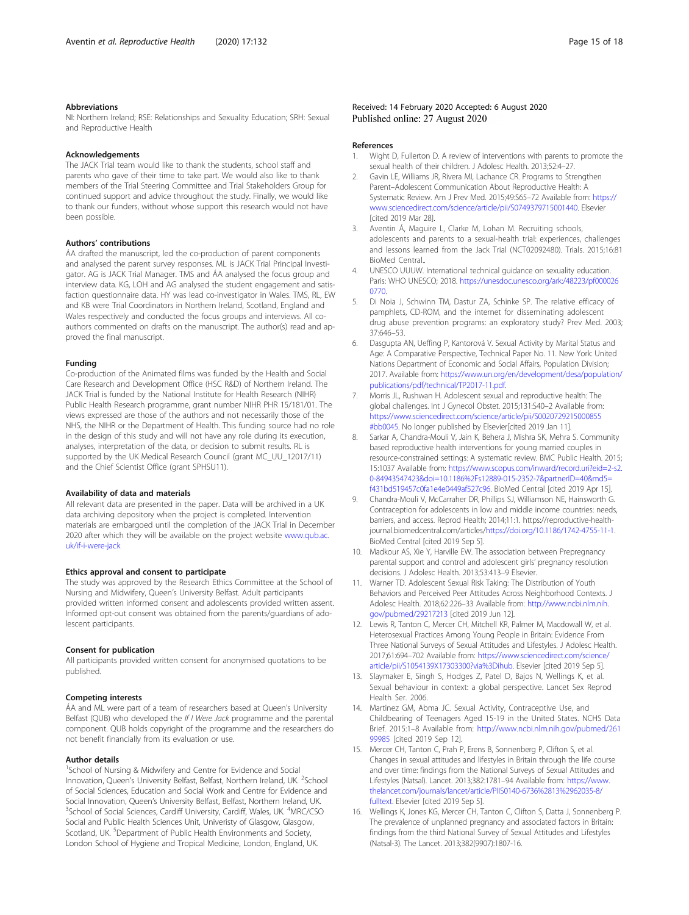### Abbreviations

NI: Northern Ireland; RSE: Relationships and Sexuality Education; SRH: Sexual and Reproductive Health

### Acknowledgements

The JACK Trial team would like to thank the students, school staff and parents who gave of their time to take part. We would also like to thank members of the Trial Steering Committee and Trial Stakeholders Group for continued support and advice throughout the study. Finally, we would like to thank our funders, without whose support this research would not have been possible.

### Authors' contributions

ÁA drafted the manuscript, led the co-production of parent components and analysed the parent survey responses. ML is JACK Trial Principal Investigator. AG is JACK Trial Manager. TMS and ÁA analysed the focus group and interview data. KG, LOH and AG analysed the student engagement and satisfaction questionnaire data. HY was lead co-investigator in Wales. TMS, RL, EW and KB were Trial Coordinators in Northern Ireland, Scotland, England and Wales respectively and conducted the focus groups and interviews. All co-authors commented on drafts on the manuscript. The author(s) read and approved the final manuscript.

### Funding

Co-production of the Animated films was funded by the Health and Social Care Research and Development Office (HSC R&D) of Northern Ireland. The JACK Trial is funded by the National Institute for Health Research (NIHR) Public Health Research programme, grant number NIHR PHR 15/181/01. The views expressed are those of the authors and not necessarily those of the NHS, the NIHR or the Department of Health. This funding source had no role in the design of this study and will not have any role during its execution, analyses, interpretation of the data, or decision to submit results. RL is supported by the UK Medical Research Council (grant MC_UU_12017/11) and the Chief Scientist Office (grant SPHSU11).

### Availability of data and materials

All relevant data are presented in the paper. Data will be archived in a UK data archiving depository when the project is completed. Intervention materials are embargoed until the completion of the JACK Trial in December 2020 after which they will be available on the project website www.qub.ac.uk/if-i-were-jack

### Ethics approval and consent to participate

The study was approved by the Research Ethics Committee at the School of Nursing and Midwifery, Queen's University Belfast. Adult participants provided written informed consent and adolescents provided written assent. Informed opt-out consent was obtained from the parents/guardians of adolescent participants.

### Consent for publication

All participants provided written consent for anonymised quotations to be published.

### Competing interests

ÁA and ML were part of a team of researchers based at Queen's University Belfast (QUB) who developed the *If I Were Jack* programme and the parental component. QUB holds copyright of the programme and the researchers do not benefit financially from its evaluation or use.

### Author details

[1]School of Nursing & Midwifery and Centre for Evidence and Social Innovation, Queen's University Belfast, Belfast, Northern Ireland, UK. [2]School of Social Sciences, Education and Social Work and Centre for Evidence and Social Innovation, Queen's University Belfast, Belfast, Northern Ireland, UK. [3]School of Social Sciences, Cardiff University, Cardiff, Wales, UK. [4]MRC/CSO Social and Public Health Sciences Unit, Univeristy of Glasgow, Glasgow, Scotland, UK. [5]Department of Public Health Environments and Society, London School of Hygiene and Tropical Medicine, London, England, UK.

Received: 14 February 2020 Accepted: 6 August 2020
Published online: 27 August 2020

### References

1. Wight D, Fullerton D. A review of interventions with parents to promote the sexual health of their children. J Adolesc Health. 2013;52:4–27.
2. Gavin LE, Williams JR, Rivera MI, Lachance CR. Programs to Strengthen Parent–Adolescent Communication About Reproductive Health: A Systematic Review. Am J Prev Med. 2015;49:S65–72 Available from: https://www.sciencedirect.com/science/article/pii/S0749379715001440. Elsevier [cited 2019 Mar 28].
3. Aventin Á, Maguire L, Clarke M, Lohan M. Recruiting schools, adolescents and parents to a sexual-health trial: experiences, challenges and lessons learned from the Jack Trial (NCT02092480). Trials. 2015;16:81 BioMed Central..
4. UNESCO UUUW. International technical guidance on sexuality education. Paris: WHO UNESCO; 2018. https://unesdoc.unesco.org/ark:/48223/pf0000260770.
5. Di Noia J, Schwinn TM, Dastur ZA, Schinke SP. The relative efficacy of pamphlets, CD-ROM, and the internet for disseminating adolescent drug abuse prevention programs: an exploratory study? Prev Med. 2003;37:646–53.
6. Dasgupta AN, Ueffing P, Kantorová V. Sexual Activity by Marital Status and Age: A Comparative Perspective, Technical Paper No. 11. New York: United Nations Department of Economic and Social Affairs, Population Division; 2017. Available from: https://www.un.org/en/development/desa/population/publications/pdf/technical/TP2017-11.pdf.
7. Morris JL, Rushwan H. Adolescent sexual and reproductive health: The global challenges. Int J Gynecol Obstet. 2015;131:S40–2 Available from: https://www.sciencedirect.com/science/article/pii/S0020729215000855#bb0045. No longer published by Elsevier[cited 2019 Jan 11].
8. Sarkar A, Chandra-Mouli V, Jain K, Behera J, Mishra SK, Mehra S. Community based reproductive health interventions for young married couples in resource-constrained settings: A systematic review. BMC Public Health. 2015;15:1037 Available from: https://www.scopus.com/inward/record.uri?eid=2-s2.0-84943547423&doi=10.1186%2Fs12889-015-2352-7&partnerID=40&md5=f431bd519457c0fa1e4e0449af527c96. BioMed Central [cited 2019 Apr 15].
9. Chandra-Mouli V, McCarraher DR, Phillips SJ, Williamson NE, Hainsworth G. Contraception for adolescents in low and middle income countries: needs, barriers, and access. Reprod Health; 2014;11:1. https://reproductive-health-journal.biomedcentral.com/articles/https://doi.org/10.1186/1742-4755-11-1. BioMed Central [cited 2019 Sep 5].
10. Madkour AS, Xie Y, Harville EW. The association between Prepregnancy parental support and control and adolescent girls' pregnancy resolution decisions. J Adolesc Health. 2013;53:413–9 Elsevier.
11. Warner TD. Adolescent Sexual Risk Taking: The Distribution of Youth Behaviors and Perceived Peer Attitudes Across Neighborhood Contexts. J Adolesc Health. 2018;62:226–33 Available from: http://www.ncbi.nlm.nih.gov/pubmed/29217213 [cited 2019 Jun 12].
12. Lewis R, Tanton C, Mercer CH, Mitchell KR, Palmer M, Macdowall W, et al. Heterosexual Practices Among Young People in Britain: Evidence From Three National Surveys of Sexual Attitudes and Lifestyles. J Adolesc Health. 2017;61:694–702 Available from: https://www.sciencedirect.com/science/article/pii/S1054139X17303300?via%3Dihub. Elsevier [cited 2019 Sep 5].
13. Slaymaker E, Singh S, Hodges Z, Patel D, Bajos N, Wellings K, et al. Sexual behaviour in context: a global perspective. Lancet Sex Reprod Health Ser. 2006.
14. Martinez GM, Abma JC. Sexual Activity, Contraceptive Use, and Childbearing of Teenagers Aged 15-19 in the United States. NCHS Data Brief. 2015:1–8 Available from: http://www.ncbi.nlm.nih.gov/pubmed/26199985 [cited 2019 Sep 12].
15. Mercer CH, Tanton C, Prah P, Erens B, Sonnenberg P, Clifton S, et al. Changes in sexual attitudes and lifestyles in Britain through the life course and over time: findings from the National Surveys of Sexual Attitudes and Lifestyles (Natsal). Lancet. 2013;382:1781–94 Available from: https://www.thelancet.com/journals/lancet/article/PIIS0140-6736%2813%2962035-8/fulltext. Elsevier [cited 2019 Sep 5].
16. Wellings K, Jones KG, Mercer CH, Tanton C, Clifton S, Datta J, Sonnenberg P. The prevalence of unplanned pregnancy and associated factors in Britain: findings from the third National Survey of Sexual Attitudes and Lifestyles (Natsal-3). The Lancet. 2013;382(9907):1807-16.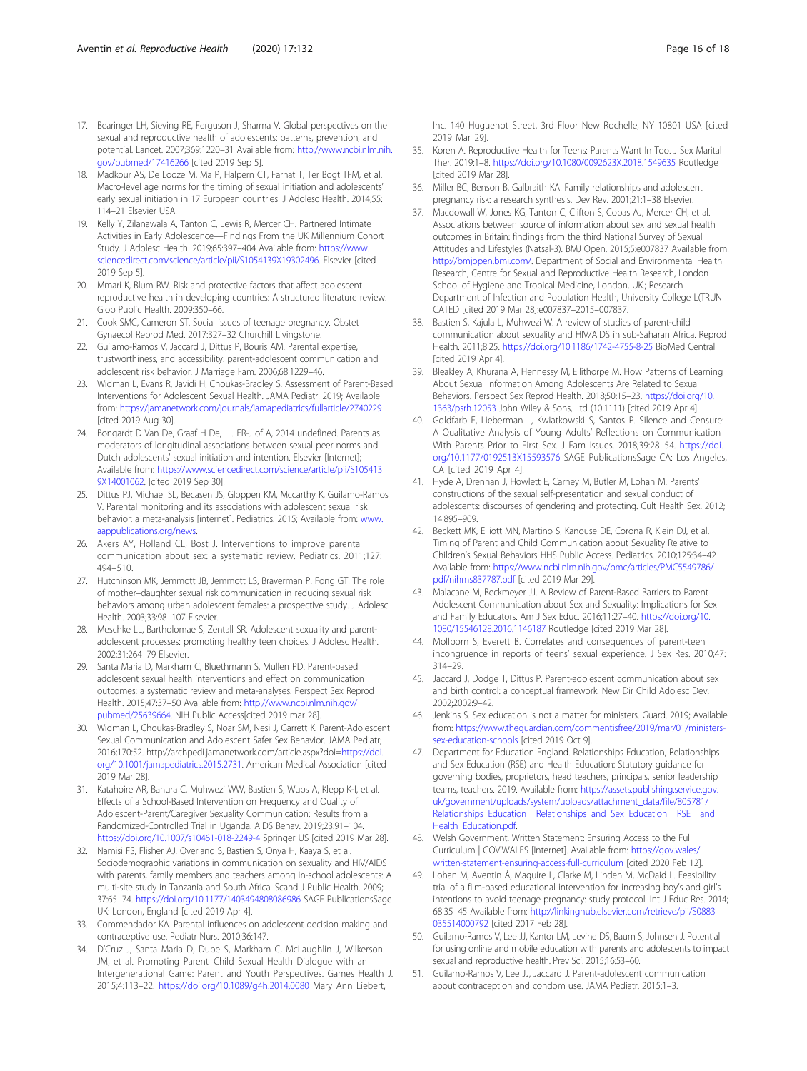17. Bearinger LH, Sieving RE, Ferguson J, Sharma V. Global perspectives on the sexual and reproductive health of adolescents: patterns, prevention, and potential. Lancet. 2007;369:1220–31 Available from: http://www.ncbi.nlm.nih.gov/pubmed/17416266 [cited 2019 Sep 5].
18. Madkour AS, De Looze M, Ma P, Halpern CT, Farhat T, Ter Bogt TFM, et al. Macro-level age norms for the timing of sexual initiation and adolescents' early sexual initiation in 17 European countries. J Adolesc Health. 2014;55: 114–21 Elsevier USA.
19. Kelly Y, Zilanawala A, Tanton C, Lewis R, Mercer CH. Partnered Intimate Activities in Early Adolescence—Findings From the UK Millennium Cohort Study. J Adolesc Health. 2019;65:397–404 Available from: https://www.sciencedirect.com/science/article/pii/S1054139X19302496. Elsevier [cited 2019 Sep 5].
20. Mmari K, Blum RW. Risk and protective factors that affect adolescent reproductive health in developing countries: A structured literature review. Glob Public Health. 2009:350–66.
21. Cook SMC, Cameron ST. Social issues of teenage pregnancy. Obstet Gynaecol Reprod Med. 2017:327–32 Churchill Livingstone.
22. Guilamo-Ramos V, Jaccard J, Dittus P, Bouris AM. Parental expertise, trustworthiness, and accessibility: parent-adolescent communication and adolescent risk behavior. J Marriage Fam. 2006;68:1229–46.
23. Widman L, Evans R, Javidi H, Choukas-Bradley S. Assessment of Parent-Based Interventions for Adolescent Sexual Health. JAMA Pediatr. 2019; Available from: https://jamanetwork.com/journals/jamapediatrics/fullarticle/2740229 [cited 2019 Aug 30].
24. Bongardt D Van De, Graaf H De, … ER-J of A, 2014 undefined. Parents as moderators of longitudinal associations between sexual peer norms and Dutch adolescents' sexual initiation and intention. Elsevier [Internet]; Available from: https://www.sciencedirect.com/science/article/pii/S1054139X14001062. [cited 2019 Sep 30].
25. Dittus PJ, Michael SL, Becasen JS, Gloppen KM, Mccarthy K, Guilamo-Ramos V. Parental monitoring and its associations with adolescent sexual risk behavior: a meta-analysis [internet]. Pediatrics. 2015; Available from: www.aappublications.org/news.
26. Akers AY, Holland CL, Bost J. Interventions to improve parental communication about sex: a systematic review. Pediatrics. 2011;127: 494–510.
27. Hutchinson MK, Jemmott JB, Jemmott LS, Braverman P, Fong GT. The role of mother–daughter sexual risk communication in reducing sexual risk behaviors among urban adolescent females: a prospective study. J Adolesc Health. 2003;33:98–107 Elsevier.
28. Meschke LL, Bartholomae S, Zentall SR. Adolescent sexuality and parent-adolescent processes: promoting healthy teen choices. J Adolesc Health. 2002;31:264–79 Elsevier.
29. Santa Maria D, Markham C, Bluethmann S, Mullen PD. Parent-based adolescent sexual health interventions and effect on communication outcomes: a systematic review and meta-analyses. Perspect Sex Reprod Health. 2015;47:37–50 Available from: http://www.ncbi.nlm.nih.gov/pubmed/25639664. NIH Public Access[cited 2019 mar 28].
30. Widman L, Choukas-Bradley S, Noar SM, Nesi J, Garrett K. Parent-Adolescent Sexual Communication and Adolescent Safer Sex Behavior. JAMA Pediatr; 2016;170:52. http://archpedi.jamanetwork.com/article.aspx?doi=https://doi.org/10.1001/jamapediatrics.2015.2731. American Medical Association [cited 2019 Mar 28].
31. Katahoire AR, Banura C, Muhwezi WW, Bastien S, Wubs A, Klepp K-I, et al. Effects of a School-Based Intervention on Frequency and Quality of Adolescent-Parent/Caregiver Sexuality Communication: Results from a Randomized-Controlled Trial in Uganda. AIDS Behav. 2019;23:91–104. https://doi.org/10.1007/s10461-018-2249-4 Springer US [cited 2019 Mar 28].
32. Namisi FS, Flisher AJ, Overland S, Bastien S, Onya H, Kaaya S, et al. Sociodemographic variations in communication on sexuality and HIV/AIDS with parents, family members and teachers among in-school adolescents: A multi-site study in Tanzania and South Africa. Scand J Public Health. 2009; 37:65–74. https://doi.org/10.1177/1403494808086986 SAGE PublicationsSage UK: London, England [cited 2019 Apr 4].
33. Commendador KA. Parental influences on adolescent decision making and contraceptive use. Pediatr Nurs. 2010;36:147.
34. D'Cruz J, Santa Maria D, Dube S, Markham C, McLaughlin J, Wilkerson JM, et al. Promoting Parent–Child Sexual Health Dialogue with an Intergenerational Game: Parent and Youth Perspectives. Games Health J. 2015;4:113–22. https://doi.org/10.1089/g4h.2014.0080 Mary Ann Liebert, Inc. 140 Huguenot Street, 3rd Floor New Rochelle, NY 10801 USA [cited 2019 Mar 29].
35. Koren A. Reproductive Health for Teens: Parents Want In Too. J Sex Marital Ther. 2019:1–8. https://doi.org/10.1080/0092623X.2018.1549635 Routledge [cited 2019 Mar 28].
36. Miller BC, Benson B, Galbraith KA. Family relationships and adolescent pregnancy risk: a research synthesis. Dev Rev. 2001;21:1–38 Elsevier.
37. Macdowall W, Jones KG, Tanton C, Clifton S, Copas AJ, Mercer CH, et al. Associations between source of information about sex and sexual health outcomes in Britain: findings from the third National Survey of Sexual Attitudes and Lifestyles (Natsal-3). BMJ Open. 2015;5:e007837 Available from: http://bmjopen.bmj.com/. Department of Social and Environmental Health Research, Centre for Sexual and Reproductive Health Research, London School of Hygiene and Tropical Medicine, London, UK.; Research Department of Infection and Population Health, University College L(TRUNCATED [cited 2019 Mar 28]:e007837–2015–007837.
38. Bastien S, Kajula L, Muhwezi W. A review of studies of parent-child communication about sexuality and HIV/AIDS in sub-Saharan Africa. Reprod Health. 2011;8:25. https://doi.org/10.1186/1742-4755-8-25 BioMed Central [cited 2019 Apr 4].
39. Bleakley A, Khurana A, Hennessy M, Ellithorpe M. How Patterns of Learning About Sexual Information Among Adolescents Are Related to Sexual Behaviors. Perspect Sex Reprod Health. 2018;50:15–23. https://doi.org/10.1363/psrh.12053 John Wiley & Sons, Ltd (10.1111) [cited 2019 Apr 4].
40. Goldfarb E, Lieberman L, Kwiatkowski S, Santos P. Silence and Censure: A Qualitative Analysis of Young Adults' Reflections on Communication With Parents Prior to First Sex. J Fam Issues. 2018;39:28–54. https://doi.org/10.1177/0192513X15593576 SAGE PublicationsSage CA: Los Angeles, CA [cited 2019 Apr 4].
41. Hyde A, Drennan J, Howlett E, Carney M, Butler M, Lohan M. Parents' constructions of the sexual self-presentation and sexual conduct of adolescents: discourses of gendering and protecting. Cult Health Sex. 2012; 14:895–909.
42. Beckett MK, Elliott MN, Martino S, Kanouse DE, Corona R, Klein DJ, et al. Timing of Parent and Child Communication about Sexuality Relative to Children's Sexual Behaviors HHS Public Access. Pediatrics. 2010;125:34–42 Available from: https://www.ncbi.nlm.nih.gov/pmc/articles/PMC5549786/pdf/nihms837787.pdf [cited 2019 Mar 29].
43. Malacane M, Beckmeyer JJ. A Review of Parent-Based Barriers to Parent–Adolescent Communication about Sex and Sexuality: Implications for Sex and Family Educators. Am J Sex Educ. 2016;11:27–40. https://doi.org/10.1080/15546128.2016.1146187 Routledge [cited 2019 Mar 28].
44. Mollborn S, Everett B. Correlates and consequences of parent-teen incongruence in reports of teens' sexual experience. J Sex Res. 2010;47: 314–29.
45. Jaccard J, Dodge T, Dittus P. Parent-adolescent communication about sex and birth control: a conceptual framework. New Dir Child Adolesc Dev. 2002;2002:9–42.
46. Jenkins S. Sex education is not a matter for ministers. Guard. 2019; Available from: https://www.theguardian.com/commentisfree/2019/mar/01/ministers-sex-education-schools [cited 2019 Oct 9].
47. Department for Education England. Relationships Education, Relationships and Sex Education (RSE) and Health Education: Statutory guidance for governing bodies, proprietors, head teachers, principals, senior leadership teams, teachers. 2019. Available from: https://assets.publishing.service.gov.uk/government/uploads/system/uploads/attachment_data/file/805781/Relationships_Education__Relationships_and_Sex_Education__RSE__and_Health_Education.pdf.
48. Welsh Government. Written Statement: Ensuring Access to the Full Curriculum | GOV.WALES [Internet]. Available from: https://gov.wales/written-statement-ensuring-access-full-curriculum [cited 2020 Feb 12].
49. Lohan M, Aventin Á, Maguire L, Clarke M, Linden M, McDaid L. Feasibility trial of a film-based educational intervention for increasing boy's and girl's intentions to avoid teenage pregnancy: study protocol. Int J Educ Res. 2014; 68:35–45 Available from: http://linkinghub.elsevier.com/retrieve/pii/S0883035514000792 [cited 2017 Feb 28].
50. Guilamo-Ramos V, Lee JJ, Kantor LM, Levine DS, Baum S, Johnsen J. Potential for using online and mobile education with parents and adolescents to impact sexual and reproductive health. Prev Sci. 2015;16:53–60.
51. Guilamo-Ramos V, Lee JJ, Jaccard J. Parent-adolescent communication about contraception and condom use. JAMA Pediatr. 2015:1–3.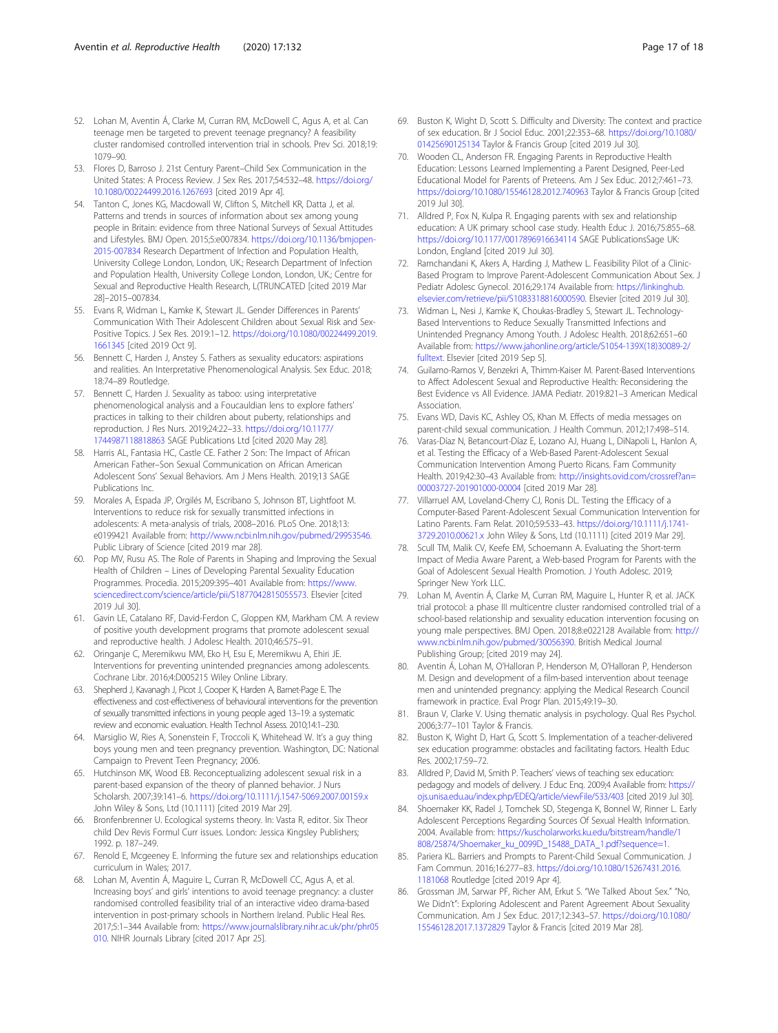52. Lohan M, Aventin Á, Clarke M, Curran RM, McDowell C, Agus A, et al. Can teenage men be targeted to prevent teenage pregnancy? A feasibility cluster randomised controlled intervention trial in schools. Prev Sci. 2018;19:1079–90.
53. Flores D, Barroso J. 21st Century Parent–Child Sex Communication in the United States: A Process Review. J Sex Res. 2017;54:532–48. https://doi.org/10.1080/00224499.2016.1267693 [cited 2019 Apr 4].
54. Tanton C, Jones KG, Macdowall W, Clifton S, Mitchell KR, Datta J, et al. Patterns and trends in sources of information about sex among young people in Britain: evidence from three National Surveys of Sexual Attitudes and Lifestyles. BMJ Open. 2015;5:e007834. https://doi.org/10.1136/bmjopen-2015-007834 Research Department of Infection and Population Health, University College London, London, UK.; Research Department of Infection and Population Health, University College London, London, UK.; Centre for Sexual and Reproductive Health Research, L(TRUNCATED [cited 2019 Mar 28]–2015–007834.
55. Evans R, Widman L, Kamke K, Stewart JL. Gender Differences in Parents' Communication With Their Adolescent Children about Sexual Risk and Sex-Positive Topics. J Sex Res. 2019:1–12. https://doi.org/10.1080/00224499.2019.1661345 [cited 2019 Oct 9].
56. Bennett C, Harden J, Anstey S. Fathers as sexuality educators: aspirations and realities. An Interpretative Phenomenological Analysis. Sex Educ. 2018;18:74–89 Routledge.
57. Bennett C, Harden J. Sexuality as taboo: using interpretative phenomenological analysis and a Foucauldian lens to explore fathers' practices in talking to their children about puberty, relationships and reproduction. J Res Nurs. 2019;24:22–33. https://doi.org/10.1177/1744987118818863 SAGE Publications Ltd [cited 2020 May 28].
58. Harris AL, Fantasia HC, Castle CE. Father 2 Son: The Impact of African American Father–Son Sexual Communication on African American Adolescent Sons' Sexual Behaviors. Am J Mens Health. 2019;13 SAGE Publications Inc.
59. Morales A, Espada JP, Orgilés M, Escribano S, Johnson BT, Lightfoot M. Interventions to reduce risk for sexually transmitted infections in adolescents: A meta-analysis of trials, 2008–2016. PLoS One. 2018;13:e0199421 Available from: http://www.ncbi.nlm.nih.gov/pubmed/29953546. Public Library of Science [cited 2019 mar 28].
60. Pop MV, Rusu AS. The Role of Parents in Shaping and Improving the Sexual Health of Children – Lines of Developing Parental Sexuality Education Programmes. Procedia. 2015;209:395–401 Available from: https://www.sciencedirect.com/science/article/pii/S1877042815055573. Elsevier [cited 2019 Jul 30].
61. Gavin LE, Catalano RF, David-Ferdon C, Gloppen KM, Markham CM. A review of positive youth development programs that promote adolescent sexual and reproductive health. J Adolesc Health. 2010;46:S75–91.
62. Oringanje C, Meremikwu MM, Eko H, Esu E, Meremikwu A, Ehiri JE. Interventions for preventing unintended pregnancies among adolescents. Cochrane Libr. 2016;4:D005215 Wiley Online Library.
63. Shepherd J, Kavanagh J, Picot J, Cooper K, Harden A, Barnet-Page E. The effectiveness and cost-effectiveness of behavioural interventions for the prevention of sexually transmitted infections in young people aged 13–19: a systematic review and economic evaluation. Health Technol Assess. 2010;14:1–230.
64. Marsiglio W, Ries A, Sonenstein F, Troccoli K, Whitehead W. It's a guy thing boys young men and teen pregnancy prevention. Washington, DC: National Campaign to Prevent Teen Pregnancy; 2006.
65. Hutchinson MK, Wood EB. Reconceptualizing adolescent sexual risk in a parent-based expansion of the theory of planned behavior. J Nurs Scholarsh. 2007;39:141–6. https://doi.org/10.1111/j.1547-5069.2007.00159.x John Wiley & Sons, Ltd (10.1111) [cited 2019 Mar 29].
66. Bronfenbrenner U. Ecological systems theory. In: Vasta R, editor. Six Theor child Dev Revis Formul Curr issues. London: Jessica Kingsley Publishers; 1992. p. 187–249.
67. Renold E, Mcgeeney E. Informing the future sex and relationships education curriculum in Wales; 2017.
68. Lohan M, Aventin Á, Maguire L, Curran R, McDowell CC, Agus A, et al. Increasing boys' and girls' intentions to avoid teenage pregnancy: a cluster randomised controlled feasibility trial of an interactive video drama-based intervention in post-primary schools in Northern Ireland. Public Heal Res. 2017;5:1–344 Available from: https://www.journalslibrary.nihr.ac.uk/phr/phr05010. NIHR Journals Library [cited 2017 Apr 25].
69. Buston K, Wight D, Scott S. Difficulty and Diversity: The context and practice of sex education. Br J Sociol Educ. 2001;22:353–68. https://doi.org/10.1080/01425690125134 Taylor & Francis Group [cited 2019 Jul 30].
70. Wooden CL, Anderson FR. Engaging Parents in Reproductive Health Education: Lessons Learned Implementing a Parent Designed, Peer-Led Educational Model for Parents of Preteens. Am J Sex Educ. 2012;7:461–73. https://doi.org/10.1080/15546128.2012.740963 Taylor & Francis Group [cited 2019 Jul 30].
71. Alldred P, Fox N, Kulpa R. Engaging parents with sex and relationship education: A UK primary school case study. Health Educ J. 2016;75:855–68. https://doi.org/10.1177/0017896916634114 SAGE PublicationsSage UK: London, England [cited 2019 Jul 30].
72. Ramchandani K, Akers A, Harding J, Mathew L. Feasibility Pilot of a Clinic-Based Program to Improve Parent-Adolescent Communication About Sex. J Pediatr Adolesc Gynecol. 2016;29:174 Available from: https://linkinghub.elsevier.com/retrieve/pii/S1083318816000590. Elsevier [cited 2019 Jul 30].
73. Widman L, Nesi J, Kamke K, Choukas-Bradley S, Stewart JL. Technology-Based Interventions to Reduce Sexually Transmitted Infections and Unintended Pregnancy Among Youth. J Adolesc Health. 2018;62:651–60 Available from: https://www.jahonline.org/article/S1054-139X(18)30089-2/fulltext. Elsevier [cited 2019 Sep 5].
74. Guilamo-Ramos V, Benzekri A, Thimm-Kaiser M. Parent-Based Interventions to Affect Adolescent Sexual and Reproductive Health: Reconsidering the Best Evidence vs All Evidence. JAMA Pediatr. 2019:821–3 American Medical Association.
75. Evans WD, Davis KC, Ashley OS, Khan M. Effects of media messages on parent-child sexual communication. J Health Commun. 2012;17:498–514.
76. Varas-Díaz N, Betancourt-Díaz E, Lozano AJ, Huang L, DiNapoli L, Hanlon A, et al. Testing the Efficacy of a Web-Based Parent-Adolescent Sexual Communication Intervention Among Puerto Ricans. Fam Community Health. 2019;42:30–43 Available from: http://insights.ovid.com/crossref?an=00003727-201901000-00004 [cited 2019 Mar 28].
77. Villarruel AM, Loveland-Cherry CJ, Ronis DL. Testing the Efficacy of a Computer-Based Parent-Adolescent Sexual Communication Intervention for Latino Parents. Fam Relat. 2010;59:533–43. https://doi.org/10.1111/j.1741-3729.2010.00621.x John Wiley & Sons, Ltd (10.1111) [cited 2019 Mar 29].
78. Scull TM, Malik CV, Keefe EM, Schoemann A. Evaluating the Short-term Impact of Media Aware Parent, a Web-based Program for Parents with the Goal of Adolescent Sexual Health Promotion. J Youth Adolesc. 2019; Springer New York LLC.
79. Lohan M, Aventin Á, Clarke M, Curran RM, Maguire L, Hunter R, et al. JACK trial protocol: a phase III multicentre cluster randomised controlled trial of a school-based relationship and sexuality education intervention focusing on young male perspectives. BMJ Open. 2018;8:e022128 Available from: http://www.ncbi.nlm.nih.gov/pubmed/30056390. British Medical Journal Publishing Group; [cited 2019 may 24].
80. Aventin Á, Lohan M, O'Halloran P, Henderson M, O'Halloran P, Henderson M. Design and development of a film-based intervention about teenage men and unintended pregnancy: applying the Medical Research Council framework in practice. Eval Progr Plan. 2015;49:19–30.
81. Braun V, Clarke V. Using thematic analysis in psychology. Qual Res Psychol. 2006;3:77–101 Taylor & Francis.
82. Buston K, Wight D, Hart G, Scott S. Implementation of a teacher-delivered sex education programme: obstacles and facilitating factors. Health Educ Res. 2002;17:59–72.
83. Alldred P, David M, Smith P. Teachers' views of teaching sex education: pedagogy and models of delivery. J Educ Enq. 2009;4 Available from: https://ojs.unisa.edu.au/index.php/EDEQ/article/viewFile/533/403 [cited 2019 Jul 30].
84. Shoemaker KK, Radel J, Tomchek SD, Stegenga K, Bonnel W, Rinner L. Early Adolescent Perceptions Regarding Sources Of Sexual Health Information. 2004. Available from: https://kuscholarworks.ku.edu/bitstream/handle/1808/25874/Shoemaker_ku_0099D_15488_DATA_1.pdf?sequence=1.
85. Pariera KL. Barriers and Prompts to Parent-Child Sexual Communication. J Fam Commun. 2016;16:277–83. https://doi.org/10.1080/15267431.2016.1181068 Routledge [cited 2019 Apr 4].
86. Grossman JM, Sarwar PF, Richer AM, Erkut S. "We Talked About Sex." "No, We Didn't": Exploring Adolescent and Parent Agreement About Sexuality Communication. Am J Sex Educ. 2017;12:343–57. https://doi.org/10.1080/15546128.2017.1372829 Taylor & Francis [cited 2019 Mar 28].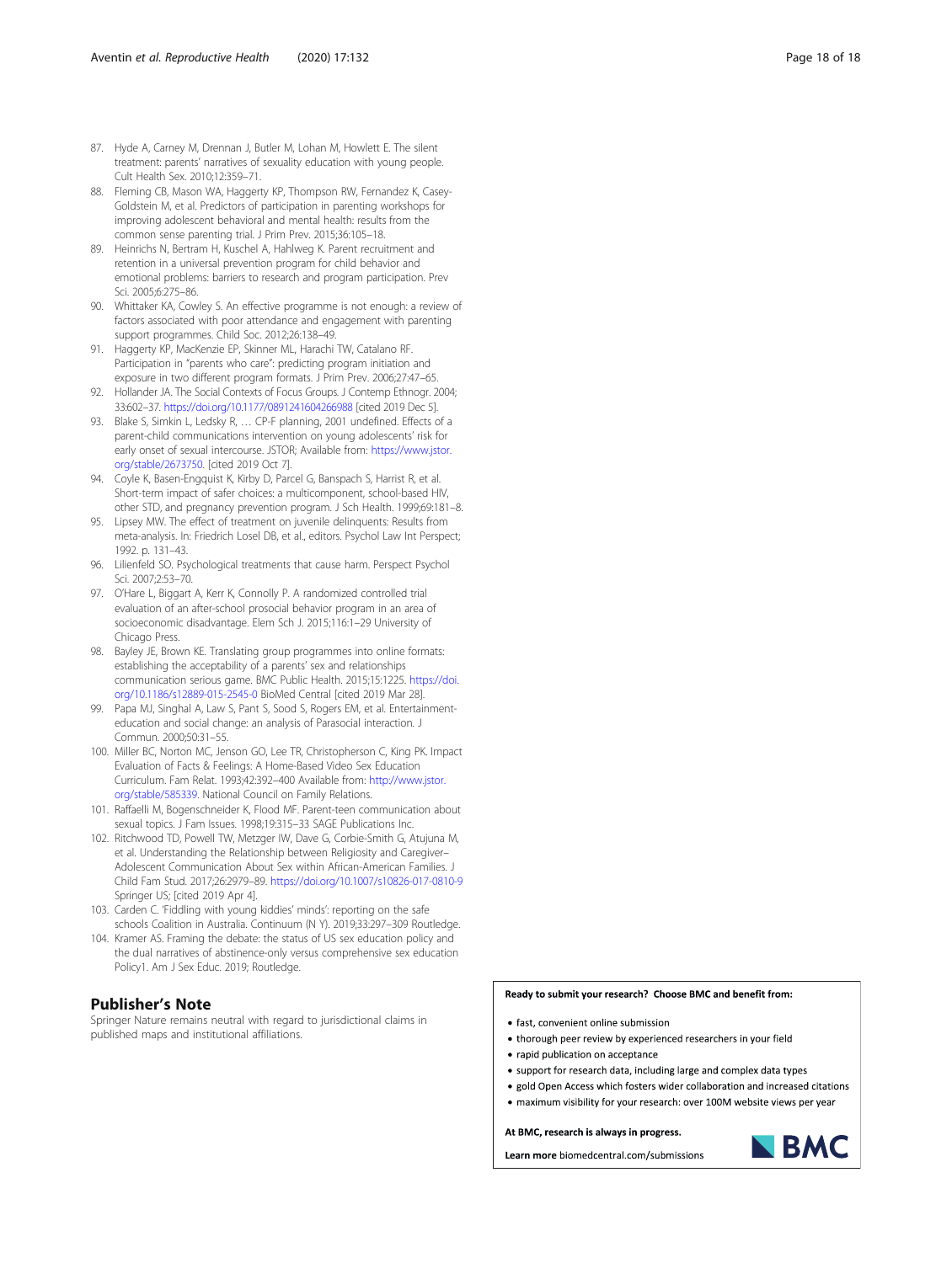87. Hyde A, Carney M, Drennan J, Butler M, Lohan M, Howlett E. The silent treatment: parents' narratives of sexuality education with young people. Cult Health Sex. 2010;12:359–71.
88. Fleming CB, Mason WA, Haggerty KP, Thompson RW, Fernandez K, Casey-Goldstein M, et al. Predictors of participation in parenting workshops for improving adolescent behavioral and mental health: results from the common sense parenting trial. J Prim Prev. 2015;36:105–18.
89. Heinrichs N, Bertram H, Kuschel A, Hahlweg K. Parent recruitment and retention in a universal prevention program for child behavior and emotional problems: barriers to research and program participation. Prev Sci. 2005;6:275–86.
90. Whittaker KA, Cowley S. An effective programme is not enough: a review of factors associated with poor attendance and engagement with parenting support programmes. Child Soc. 2012;26:138–49.
91. Haggerty KP, MacKenzie EP, Skinner ML, Harachi TW, Catalano RF. Participation in "parents who care": predicting program initiation and exposure in two different program formats. J Prim Prev. 2006;27:47–65.
92. Hollander JA. The Social Contexts of Focus Groups. J Contemp Ethnogr. 2004; 33:602–37. https://doi.org/10.1177/0891241604266988 [cited 2019 Dec 5].
93. Blake S, Simkin L, Ledsky R, … CP-F planning, 2001 undefined. Effects of a parent-child communications intervention on young adolescents' risk for early onset of sexual intercourse. JSTOR; Available from: https://www.jstor.org/stable/2673750. [cited 2019 Oct 7].
94. Coyle K, Basen-Engquist K, Kirby D, Parcel G, Banspach S, Harrist R, et al. Short-term impact of safer choices: a multicomponent, school-based HIV, other STD, and pregnancy prevention program. J Sch Health. 1999;69:181–8.
95. Lipsey MW. The effect of treatment on juvenile delinquents: Results from meta-analysis. In: Friedrich Losel DB, et al., editors. Psychol Law Int Perspect; 1992. p. 131–43.
96. Lilienfeld SO. Psychological treatments that cause harm. Perspect Psychol Sci. 2007;2:53–70.
97. O'Hare L, Biggart A, Kerr K, Connolly P. A randomized controlled trial evaluation of an after-school prosocial behavior program in an area of socioeconomic disadvantage. Elem Sch J. 2015;116:1–29 University of Chicago Press.
98. Bayley JE, Brown KE. Translating group programmes into online formats: establishing the acceptability of a parents' sex and relationships communication serious game. BMC Public Health. 2015;15:1225. https://doi.org/10.1186/s12889-015-2545-0 BioMed Central [cited 2019 Mar 28].
99. Papa MJ, Singhal A, Law S, Pant S, Sood S, Rogers EM, et al. Entertainment-education and social change: an analysis of Parasocial interaction. J Commun. 2000;50:31–55.
100. Miller BC, Norton MC, Jenson GO, Lee TR, Christopherson C, King PK. Impact Evaluation of Facts & Feelings: A Home-Based Video Sex Education Curriculum. Fam Relat. 1993;42:392–400 Available from: http://www.jstor.org/stable/585339. National Council on Family Relations.
101. Raffaelli M, Bogenschneider K, Flood MF. Parent-teen communication about sexual topics. J Fam Issues. 1998;19:315–33 SAGE Publications Inc.
102. Ritchwood TD, Powell TW, Metzger IW, Dave G, Corbie-Smith G, Atujuna M, et al. Understanding the Relationship between Religiosity and Caregiver–Adolescent Communication About Sex within African-American Families. J Child Fam Stud. 2017;26:2979–89. https://doi.org/10.1007/s10826-017-0810-9 Springer US; [cited 2019 Apr 4].
103. Carden C. 'Fiddling with young kiddies' minds': reporting on the safe schools Coalition in Australia. Continuum (N Y). 2019;33:297–309 Routledge.
104. Kramer AS. Framing the debate: the status of US sex education policy and the dual narratives of abstinence-only versus comprehensive sex education Policy1. Am J Sex Educ. 2019; Routledge.

## Publisher's Note

Springer Nature remains neutral with regard to jurisdictional claims in published maps and institutional affiliations.

**Ready to submit your research? Choose BMC and benefit from:**

- fast, convenient online submission
- thorough peer review by experienced researchers in your field
- rapid publication on acceptance
- support for research data, including large and complex data types
- gold Open Access which fosters wider collaboration and increased citations
- maximum visibility for your research: over 100M website views per year

**At BMC, research is always in progress.**

**Learn more** biomedcentral.com/submissions

BMC